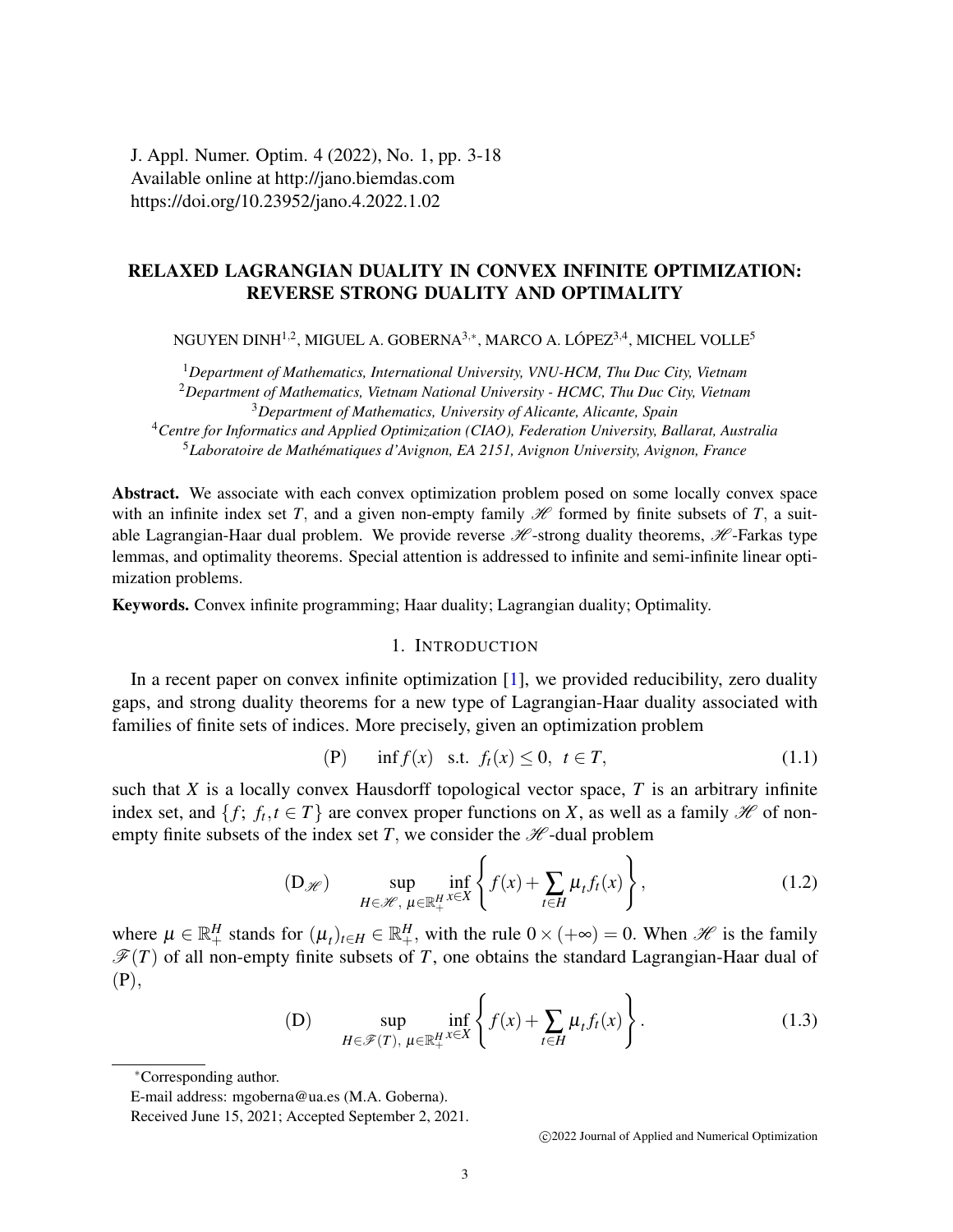# RELAXED LAGRANGIAN DUALITY IN CONVEX INFINITE OPTIMIZATION: REVERSE STRONG DUALITY AND OPTIMALITY

NGUYEN DINH[1,2], MIGUEL A. GOBERNA[3,*], MARCO A. LÓPEZ[3,4], MICHEL VOLLE[5]

[1] *Department of Mathematics, International University, VNU-HCM, Thu Duc City, Vietnam*
[2] *Department of Mathematics, Vietnam National University - HCMC, Thu Duc City, Vietnam*
[3] *Department of Mathematics, University of Alicante, Alicante, Spain*
[4] *Centre for Informatics and Applied Optimization (CIAO), Federation University, Ballarat, Australia*
[5] *Laboratoire de Mathématiques d'Avignon, EA 2151, Avignon University, Avignon, France*

**Abstract.** We associate with each convex optimization problem posed on some locally convex space with an infinite index set $T$, and a given non-empty family $\mathscr{H}$ formed by finite subsets of $T$, a suitable Lagrangian-Haar dual problem. We provide reverse $\mathscr{H}$-strong duality theorems, $\mathscr{H}$-Farkas type lemmas, and optimality theorems. Special attention is addressed to infinite and semi-infinite linear optimization problems.

**Keywords.** Convex infinite programming; Haar duality; Lagrangian duality; Optimality.

## 1. Introduction

In a recent paper on convex infinite optimization [1], we provided reducibility, zero duality gaps, and strong duality theorems for a new type of Lagrangian-Haar duality associated with families of finite sets of indices. More precisely, given an optimization problem

$$(\mathrm{P}) \qquad \inf f(x) \quad \text{s.t.} \quad f_t(x) \leq 0, \quad t \in T, \tag{1.1}$$

such that $X$ is a locally convex Hausdorff topological vector space, $T$ is an arbitrary infinite index set, and $\{f;\ f_t, t \in T\}$ are convex proper functions on $X$, as well as a family $\mathscr{H}$ of non-empty finite subsets of the index set $T$, we consider the $\mathscr{H}$-dual problem

$$(\mathrm{D}_{\mathscr{H}}) \qquad \sup_{H \in \mathscr{H},\ \mu \in \mathbb{R}_+^H} \inf_{x \in X} \left\{ f(x) + \sum_{t \in H} \mu_t f_t(x) \right\}, \tag{1.2}$$

where $\mu \in \mathbb{R}_+^H$ stands for $(\mu_t)_{t \in H} \in \mathbb{R}_+^H$, with the rule $0 \times (+\infty) = 0$. When $\mathscr{H}$ is the family $\mathscr{F}(T)$ of all non-empty finite subsets of $T$, one obtains the standard Lagrangian-Haar dual of (P),

$$(\mathrm{D}) \qquad \sup_{H \in \mathscr{F}(T),\ \mu \in \mathbb{R}_+^H} \inf_{x \in X} \left\{ f(x) + \sum_{t \in H} \mu_t f_t(x) \right\}. \tag{1.3}$$

---

*Corresponding author.
E-mail address: mgoberna@ua.es (M.A. Goberna).
Received June 15, 2021; Accepted September 2, 2021.

©2022 Journal of Applied and Numerical Optimization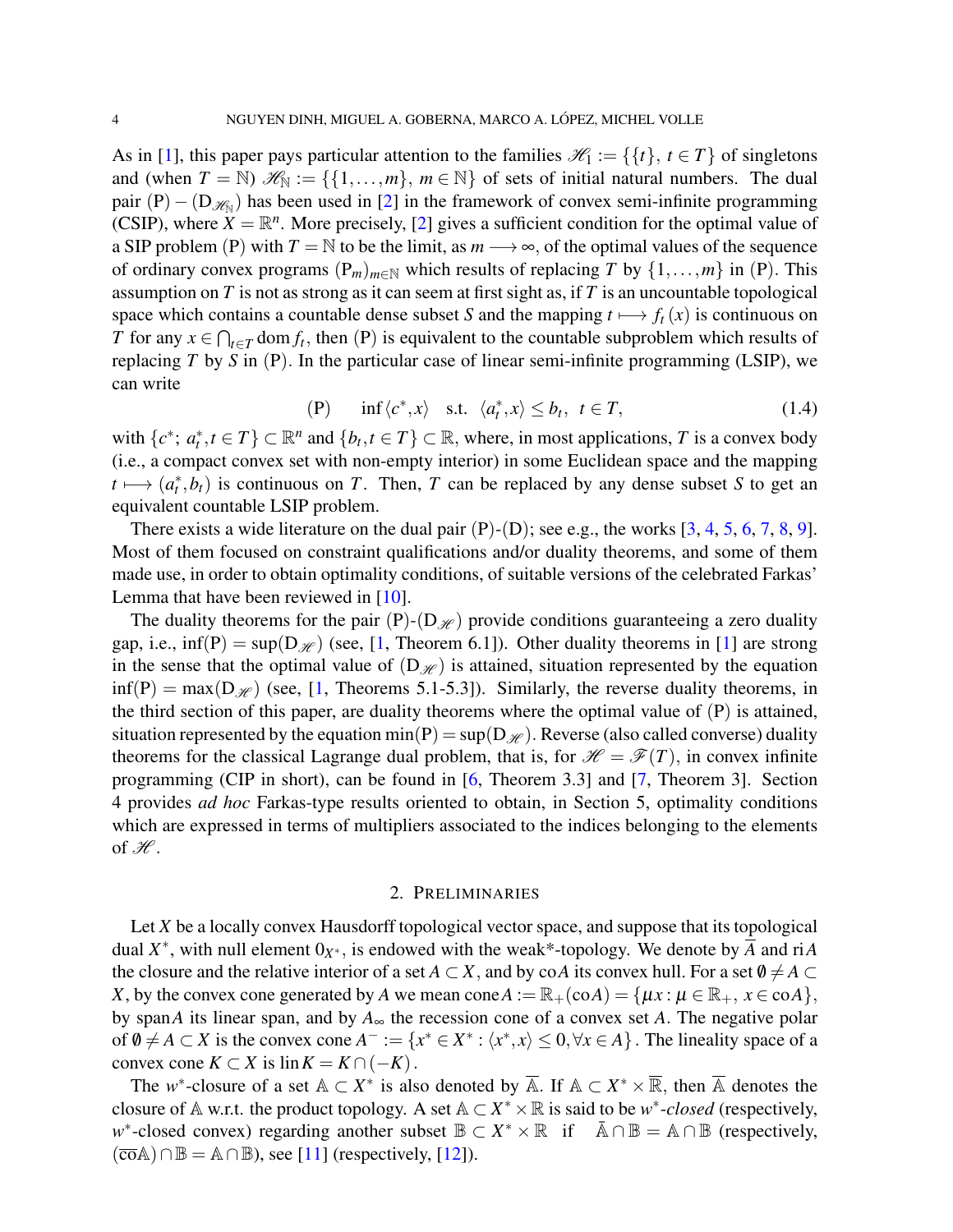As in [1], this paper pays particular attention to the families $\mathscr{H}_1 := \{\{t\}, t \in T\}$ of singletons and (when $T = \mathbb{N}$) $\mathscr{H}_{\mathbb{N}} := \{\{1, \ldots, m\}, m \in \mathbb{N}\}$ of sets of initial natural numbers. The dual pair $(\mathrm{P}) - (\mathrm{D}_{\mathscr{H}_{\mathbb{N}}})$ has been used in [2] in the framework of convex semi-infinite programming (CSIP), where $X = \mathbb{R}^n$. More precisely, [2] gives a sufficient condition for the optimal value of a SIP problem (P) with $T = \mathbb{N}$ to be the limit, as $m \longrightarrow \infty$, of the optimal values of the sequence of ordinary convex programs $(\mathrm{P}_m)_{m \in \mathbb{N}}$ which results of replacing $T$ by $\{1, \ldots, m\}$ in (P). This assumption on $T$ is not as strong as it can seem at first sight as, if $T$ is an uncountable topological space which contains a countable dense subset $S$ and the mapping $t \longmapsto f_t(x)$ is continuous on $T$ for any $x \in \bigcap_{t \in T} \operatorname{dom} f_t$, then (P) is equivalent to the countable subproblem which results of replacing $T$ by $S$ in (P). In the particular case of linear semi-infinite programming (LSIP), we can write

$$(\mathrm{P}) \qquad \inf \langle c^*, x \rangle \quad \text{s.t.} \quad \langle a_t^*, x \rangle \leq b_t, \ t \in T, \tag{1.4}$$

with $\{c^*; a_t^*, t \in T\} \subset \mathbb{R}^n$ and $\{b_t, t \in T\} \subset \mathbb{R}$, where, in most applications, $T$ is a convex body (i.e., a compact convex set with non-empty interior) in some Euclidean space and the mapping $t \longmapsto (a_t^*, b_t)$ is continuous on $T$. Then, $T$ can be replaced by any dense subset $S$ to get an equivalent countable LSIP problem.

There exists a wide literature on the dual pair (P)-(D); see e.g., the works [3, 4, 5, 6, 7, 8, 9]. Most of them focused on constraint qualifications and/or duality theorems, and some of them made use, in order to obtain optimality conditions, of suitable versions of the celebrated Farkas' Lemma that have been reviewed in [10].

The duality theorems for the pair $(\mathrm{P})$-$(\mathrm{D}_{\mathscr{H}})$ provide conditions guaranteeing a zero duality gap, i.e., $\inf(\mathrm{P}) = \sup(\mathrm{D}_{\mathscr{H}})$ (see, [1, Theorem 6.1]). Other duality theorems in [1] are strong in the sense that the optimal value of $(\mathrm{D}_{\mathscr{H}})$ is attained, situation represented by the equation $\inf(\mathrm{P}) = \max(\mathrm{D}_{\mathscr{H}})$ (see, [1, Theorems 5.1-5.3]). Similarly, the reverse duality theorems, in the third section of this paper, are duality theorems where the optimal value of (P) is attained, situation represented by the equation $\min(\mathrm{P}) = \sup(\mathrm{D}_{\mathscr{H}})$. Reverse (also called converse) duality theorems for the classical Lagrange dual problem, that is, for $\mathscr{H} = \mathscr{F}(T)$, in convex infinite programming (CIP in short), can be found in [6, Theorem 3.3] and [7, Theorem 3]. Section 4 provides *ad hoc* Farkas-type results oriented to obtain, in Section 5, optimality conditions which are expressed in terms of multipliers associated to the indices belonging to the elements of $\mathscr{H}$.

## 2. Preliminaries

Let $X$ be a locally convex Hausdorff topological vector space, and suppose that its topological dual $X^*$, with null element $0_{X^*}$, is endowed with the weak*-topology. We denote by $\overline{A}$ and $\operatorname{ri} A$ the closure and the relative interior of a set $A \subset X$, and by $\operatorname{co} A$ its convex hull. For a set $\emptyset \neq A \subset X$, by the convex cone generated by $A$ we mean $\operatorname{cone} A := \mathbb{R}_+(\operatorname{co} A) = \{\mu x : \mu \in \mathbb{R}_+, \ x \in \operatorname{co} A\}$, by $\operatorname{span} A$ its linear span, and by $A_\infty$ the recession cone of a convex set $A$. The negative polar of $\emptyset \neq A \subset X$ is the convex cone $A^- := \{x^* \in X^* : \langle x^*, x \rangle \leq 0, \forall x \in A\}$. The lineality space of a convex cone $K \subset X$ is $\operatorname{lin} K = K \cap (-K)$.

The $w^*$-closure of a set $\mathbb{A} \subset X^*$ is also denoted by $\overline{\mathbb{A}}$. If $\mathbb{A} \subset X^* \times \overline{\mathbb{R}}$, then $\overline{\mathbb{A}}$ denotes the closure of $\mathbb{A}$ w.r.t. the product topology. A set $\mathbb{A} \subset X^* \times \mathbb{R}$ is said to be *$w^*$-closed* (respectively, $w^*$-closed convex) regarding another subset $\mathbb{B} \subset X^* \times \mathbb{R}$ if $\bar{\mathbb{A}} \cap \mathbb{B} = \mathbb{A} \cap \mathbb{B}$ (respectively, $(\overline{\operatorname{co}}\mathbb{A}) \cap \mathbb{B} = \mathbb{A} \cap \mathbb{B}$), see [11] (respectively, [12]).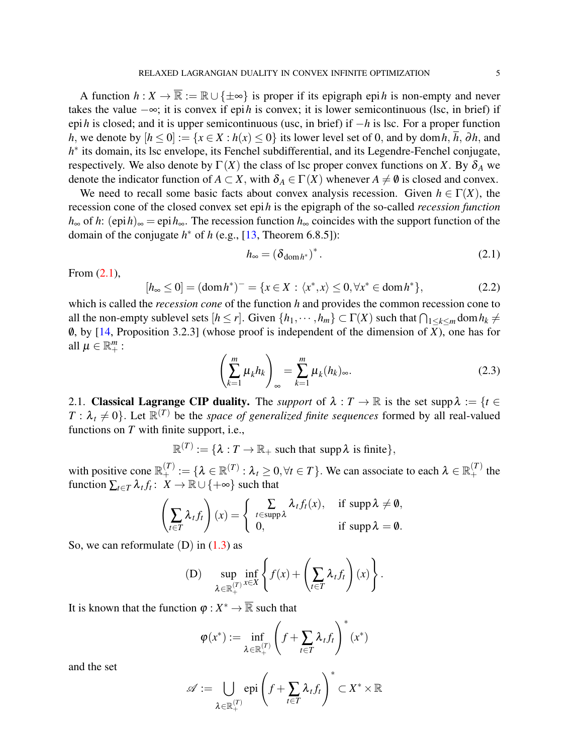A function $h : X \to \overline{\mathbb{R}} := \mathbb{R} \cup \{\pm\infty\}$ is proper if its epigraph $\operatorname{epi} h$ is non-empty and never takes the value $-\infty$; it is convex if $\operatorname{epi} h$ is convex; it is lower semicontinuous (lsc, in brief) if $\operatorname{epi} h$ is closed; and it is upper semicontinuous (usc, in brief) if $-h$ is lsc. For a proper function $h$, we denote by $[h \leq 0] := \{x \in X : h(x) \leq 0\}$ its lower level set of 0, and by $\operatorname{dom} h$, $\overline{h}$, $\partial h$, and $h^*$ its domain, its lsc envelope, its Fenchel subdifferential, and its Legendre-Fenchel conjugate, respectively. We also denote by $\Gamma(X)$ the class of lsc proper convex functions on $X$. By $\delta_A$ we denote the indicator function of $A \subset X$, with $\delta_A \in \Gamma(X)$ whenever $A \neq \emptyset$ is closed and convex.

We need to recall some basic facts about convex analysis recession. Given $h \in \Gamma(X)$, the recession cone of the closed convex set $\operatorname{epi} h$ is the epigraph of the so-called *recession function* $h_\infty$ of $h$: $(\operatorname{epi} h)_\infty = \operatorname{epi} h_\infty$. The recession function $h_\infty$ coincides with the support function of the domain of the conjugate $h^*$ of $h$ (e.g., [13, Theorem 6.8.5]):

$$h_\infty = (\delta_{\operatorname{dom} h^*})^*. \tag{2.1}$$

From (2.1),

$$[h_\infty \leq 0] = (\operatorname{dom} h^*)^- = \{x \in X : \langle x^*, x\rangle \leq 0, \forall x^* \in \operatorname{dom} h^*\}, \tag{2.2}$$

which is called the *recession cone* of the function $h$ and provides the common recession cone to all the non-empty sublevel sets $[h \leq r]$. Given $\{h_1, \cdots, h_m\} \subset \Gamma(X)$ such that $\bigcap_{1 \leq k \leq m} \operatorname{dom} h_k \neq \emptyset$, by [14, Proposition 3.2.3] (whose proof is independent of the dimension of $X$), one has for all $\mu \in \mathbb{R}^m_+$ :

$$\left(\sum_{k=1}^m \mu_k h_k\right)_\infty = \sum_{k=1}^m \mu_k (h_k)_\infty. \tag{2.3}$$

2.1. **Classical Lagrange CIP duality.** The *support* of $\lambda : T \to \mathbb{R}$ is the set $\operatorname{supp} \lambda := \{t \in T : \lambda_t \neq 0\}$. Let $\mathbb{R}^{(T)}$ be the *space of generalized finite sequences* formed by all real-valued functions on $T$ with finite support, i.e.,

$$\mathbb{R}^{(T)} := \{\lambda : T \to \mathbb{R}_+ \text{ such that } \operatorname{supp} \lambda \text{ is finite}\},$$

with positive cone $\mathbb{R}^{(T)}_+ := \{\lambda \in \mathbb{R}^{(T)} : \lambda_t \geq 0, \forall t \in T\}$. We can associate to each $\lambda \in \mathbb{R}^{(T)}_+$ the function $\sum_{t \in T} \lambda_t f_t$: $X \to \mathbb{R} \cup \{+\infty\}$ such that

$$\left(\sum_{t \in T} \lambda_t f_t\right)(x) = \begin{cases} \sum\limits_{t \in \operatorname{supp} \lambda} \lambda_t f_t(x), & \text{if } \operatorname{supp} \lambda \neq \emptyset, \\ 0, & \text{if } \operatorname{supp} \lambda = \emptyset. \end{cases}$$

So, we can reformulate (D) in (1.3) as

$$\text{(D)} \qquad \sup_{\lambda \in \mathbb{R}^{(T)}_+} \inf_{x \in X} \left\{ f(x) + \left(\sum_{t \in T} \lambda_t f_t\right)(x) \right\}.$$

It is known that the function $\varphi : X^* \to \overline{\mathbb{R}}$ such that

$$\varphi(x^*) := \inf_{\lambda \in \mathbb{R}^{(T)}_+} \left(f + \sum_{t \in T} \lambda_t f_t\right)^*(x^*)$$

and the set

$$\mathscr{A} := \bigcup_{\lambda \in \mathbb{R}^{(T)}_+} \operatorname{epi} \left(f + \sum_{t \in T} \lambda_t f_t\right)^* \subset X^* \times \mathbb{R}$$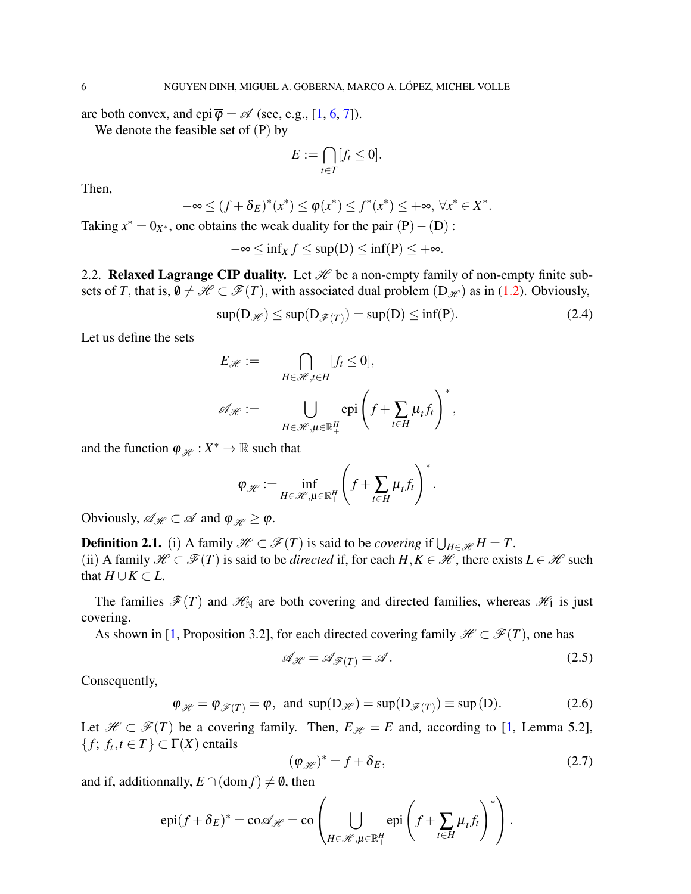are both convex, and $\operatorname{epi} \overline{\varphi} = \overline{\mathscr{A}}$ (see, e.g., [1, 6, 7]).

We denote the feasible set of (P) by

$$E := \bigcap_{t \in T} [f_t \leq 0].$$

Then,

$$-\infty \leq (f + \delta_E)^*(x^*) \leq \varphi(x^*) \leq f^*(x^*) \leq +\infty, \; \forall x^* \in X^*.$$

Taking $x^* = 0_{X^*}$, one obtains the weak duality for the pair $(\mathrm{P}) - (\mathrm{D})$ :

$$-\infty \leq \inf_X f \leq \sup(\mathrm{D}) \leq \inf(\mathrm{P}) \leq +\infty.$$

2.2. **Relaxed Lagrange CIP duality.** Let $\mathscr{H}$ be a non-empty family of non-empty finite subsets of $T$, that is, $\emptyset \neq \mathscr{H} \subset \mathscr{F}(T)$, with associated dual problem $(\mathrm{D}_{\mathscr{H}})$ as in (1.2). Obviously,

$$\sup(\mathrm{D}_{\mathscr{H}}) \leq \sup(\mathrm{D}_{\mathscr{F}(T)}) = \sup(\mathrm{D}) \leq \inf(\mathrm{P}). \tag{2.4}$$

Let us define the sets

$$E_{\mathscr{H}} := \bigcap_{H \in \mathscr{H}, t \in H} [f_t \leq 0],$$

$$\mathscr{A}_{\mathscr{H}} := \bigcup_{H \in \mathscr{H}, \mu \in \mathbb{R}_+^H} \operatorname{epi} \left( f + \sum_{t \in H} \mu_t f_t \right)^*,$$

and the function $\varphi_{\mathscr{H}} : X^* \to \mathbb{R}$ such that

$$\varphi_{\mathscr{H}} := \inf_{H \in \mathscr{H}, \mu \in \mathbb{R}_+^H} \left( f + \sum_{t \in H} \mu_t f_t \right)^*.$$

Obviously, $\mathscr{A}_{\mathscr{H}} \subset \mathscr{A}$ and $\varphi_{\mathscr{H}} \geq \varphi$.

**Definition 2.1.** (i) A family $\mathscr{H} \subset \mathscr{F}(T)$ is said to be *covering* if $\bigcup_{H \in \mathscr{H}} H = T$.
(ii) A family $\mathscr{H} \subset \mathscr{F}(T)$ is said to be *directed* if, for each $H, K \in \mathscr{H}$, there exists $L \in \mathscr{H}$ such that $H \cup K \subset L$.

The families $\mathscr{F}(T)$ and $\mathscr{H}_{\mathbb{N}}$ are both covering and directed families, whereas $\mathscr{H}_1$ is just covering.

As shown in [1, Proposition 3.2], for each directed covering family $\mathscr{H} \subset \mathscr{F}(T)$, one has

$$\mathscr{A}_{\mathscr{H}} = \mathscr{A}_{\mathscr{F}(T)} = \mathscr{A}. \tag{2.5}$$

Consequently,

$$\varphi_{\mathscr{H}} = \varphi_{\mathscr{F}(T)} = \varphi, \; \text{ and } \sup(\mathrm{D}_{\mathscr{H}}) = \sup(\mathrm{D}_{\mathscr{F}(T)}) \equiv \sup(\mathrm{D}). \tag{2.6}$$

Let $\mathscr{H} \subset \mathscr{F}(T)$ be a covering family. Then, $E_{\mathscr{H}} = E$ and, according to [1, Lemma 5.2], $\{f;\ f_t, t \in T\} \subset \Gamma(X)$ entails

$$(\varphi_{\mathscr{H}})^* = f + \delta_E, \tag{2.7}$$

and if, additionnally, $E \cap (\operatorname{dom} f) \neq \emptyset$, then

$$\operatorname{epi}(f + \delta_E)^* = \overline{\operatorname{co}} \mathscr{A}_{\mathscr{H}} = \overline{\operatorname{co}} \left( \bigcup_{H \in \mathscr{H}, \mu \in \mathbb{R}_+^H} \operatorname{epi} \left( f + \sum_{t \in H} \mu_t f_t \right)^* \right).$$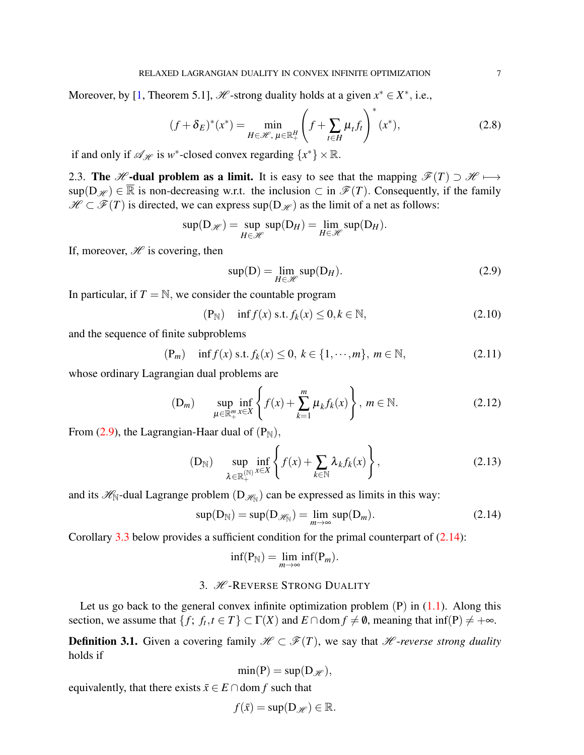Moreover, by [1, Theorem 5.1], $\mathscr{H}$-strong duality holds at a given $x^* \in X^*$, i.e.,

$$(f+\delta_E)^*(x^*) = \min_{H\in\mathscr{H},\, \mu\in\mathbb{R}_+^H} \left( f + \sum_{t\in H} \mu_t f_t \right)^* (x^*), \tag{2.8}$$

if and only if $\mathscr{A}_{\mathscr{H}}$ is $w^*$-closed convex regarding $\{x^*\}\times\mathbb{R}$.

2.3. **The $\mathscr{H}$-dual problem as a limit.** It is easy to see that the mapping $\mathscr{F}(T) \supset \mathscr{H} \longmapsto \sup(\mathrm{D}_{\mathscr{H}}) \in \overline{\mathbb{R}}$ is non-decreasing w.r.t. the inclusion $\subset$ in $\mathscr{F}(T)$. Consequently, if the family $\mathscr{H} \subset \mathscr{F}(T)$ is directed, we can express $\sup(\mathrm{D}_{\mathscr{H}})$ as the limit of a net as follows:

$$\sup(\mathrm{D}_{\mathscr{H}}) = \sup_{H\in\mathscr{H}} \sup(\mathrm{D}_H) = \lim_{H\in\mathscr{H}} \sup(\mathrm{D}_H).$$

If, moreover, $\mathscr{H}$ is covering, then

$$\sup(\mathrm{D}) = \lim_{H\in\mathscr{H}} \sup(\mathrm{D}_H). \tag{2.9}$$

In particular, if $T=\mathbb{N}$, we consider the countable program

$$(\mathrm{P}_{\mathbb{N}}) \quad \inf f(x) \text{ s.t. } f_k(x)\leq 0, k\in\mathbb{N}, \tag{2.10}$$

and the sequence of finite subproblems

$$(\mathrm{P}_m) \quad \inf f(x) \text{ s.t. } f_k(x)\leq 0,\; k\in\{1,\cdots,m\},\; m\in\mathbb{N}, \tag{2.11}$$

whose ordinary Lagrangian dual problems are

$$(\mathrm{D}_m) \qquad \sup_{\mu\in\mathbb{R}_+^m} \inf_{x\in X} \left\{ f(x) + \sum_{k=1}^{m} \mu_k f_k(x) \right\},\; m\in\mathbb{N}. \tag{2.12}$$

From (2.9), the Lagrangian-Haar dual of $(\mathrm{P}_{\mathbb{N}})$,

$$(\mathrm{D}_{\mathbb{N}}) \qquad \sup_{\lambda\in\mathbb{R}_+^{(\mathbb{N})}} \inf_{x\in X} \left\{ f(x) + \sum_{k\in\mathbb{N}} \lambda_k f_k(x) \right\}, \tag{2.13}$$

and its $\mathscr{H}_{\mathbb{N}}$-dual Lagrange problem $(\mathrm{D}_{\mathscr{H}_{\mathbb{N}}})$ can be expressed as limits in this way:

$$\sup(\mathrm{D}_{\mathbb{N}}) = \sup(\mathrm{D}_{\mathscr{H}_{\mathbb{N}}}) = \lim_{m\to\infty} \sup(\mathrm{D}_m). \tag{2.14}$$

Corollary 3.3 below provides a sufficient condition for the primal counterpart of (2.14):

$$\inf(\mathrm{P}_{\mathbb{N}}) = \lim_{m\to\infty} \inf(\mathrm{P}_m).$$

## 3. $\mathscr{H}$-Reverse Strong Duality

Let us go back to the general convex infinite optimization problem (P) in (1.1). Along this section, we assume that $\{f;\, f_t, t\in T\} \subset \Gamma(X)$ and $E\cap \operatorname{dom} f \neq \emptyset$, meaning that $\inf(\mathrm{P}) \neq +\infty$.

**Definition 3.1.** Given a covering family $\mathscr{H} \subset \mathscr{F}(T)$, we say that *$\mathscr{H}$-reverse strong duality* holds if

$$\min(\mathrm{P}) = \sup(\mathrm{D}_{\mathscr{H}}),$$

equivalently, that there exists $\bar{x} \in E\cap \operatorname{dom} f$ such that

$$f(\bar{x}) = \sup(\mathrm{D}_{\mathscr{H}}) \in \mathbb{R}.$$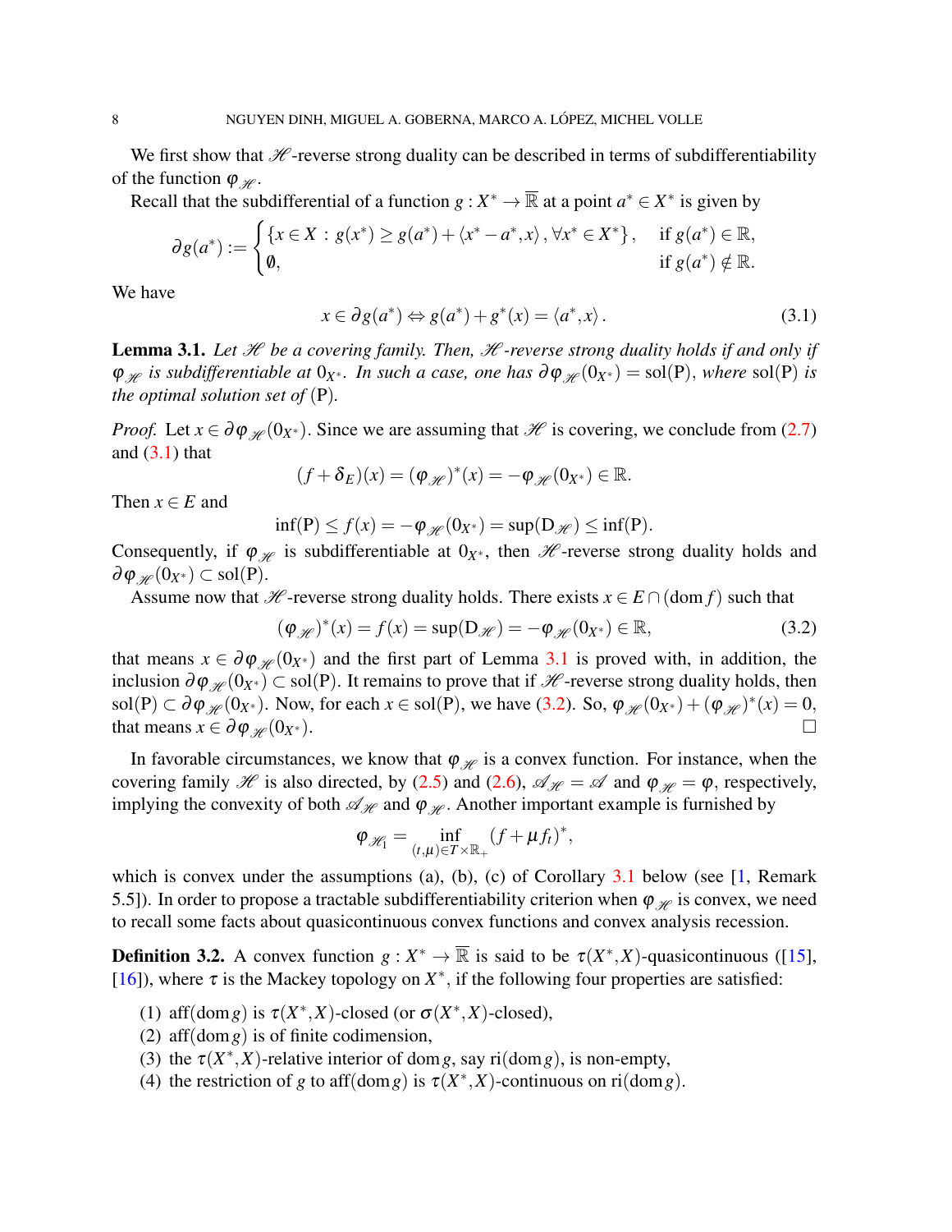We first show that $\mathscr{H}$-reverse strong duality can be described in terms of subdifferentiability of the function $\varphi_{\mathscr{H}}$.

Recall that the subdifferential of a function $g : X^* \to \overline{\mathbb{R}}$ at a point $a^* \in X^*$ is given by

$$\partial g(a^*) := \begin{cases} \{x \in X \, : \, g(x^*) \geq g(a^*) + \langle x^* - a^*, x \rangle \, , \, \forall x^* \in X^*\}, & \text{if } g(a^*) \in \mathbb{R}, \\ \emptyset, & \text{if } g(a^*) \notin \mathbb{R}. \end{cases}$$

We have

$$x \in \partial g(a^*) \Leftrightarrow g(a^*) + g^*(x) = \langle a^*, x \rangle \, . \tag{3.1}$$

**Lemma 3.1.** *Let $\mathscr{H}$ be a covering family. Then, $\mathscr{H}$-reverse strong duality holds if and only if $\varphi_{\mathscr{H}}$ is subdifferentiable at $0_{X^*}$. In such a case, one has $\partial \varphi_{\mathscr{H}}(0_{X^*}) = \operatorname{sol(P)}$, where $\operatorname{sol(P)}$ is the optimal solution set of* (P).

*Proof.* Let $x \in \partial \varphi_{\mathscr{H}}(0_{X^*})$. Since we are assuming that $\mathscr{H}$ is covering, we conclude from (2.7) and (3.1) that

$$(f + \delta_E)(x) = (\varphi_{\mathscr{H}})^*(x) = -\varphi_{\mathscr{H}}(0_{X^*}) \in \mathbb{R}.$$

Then $x \in E$ and

$$\inf(\mathrm{P}) \leq f(x) = -\varphi_{\mathscr{H}}(0_{X^*}) = \sup(\mathrm{D}_{\mathscr{H}}) \leq \inf(\mathrm{P}).$$

Consequently, if $\varphi_{\mathscr{H}}$ is subdifferentiable at $0_{X^*}$, then $\mathscr{H}$-reverse strong duality holds and $\partial \varphi_{\mathscr{H}}(0_{X^*}) \subset \operatorname{sol(P)}$.

Assume now that $\mathscr{H}$-reverse strong duality holds. There exists $x \in E \cap (\operatorname{dom} f)$ such that

$$(\varphi_{\mathscr{H}})^*(x) = f(x) = \sup(\mathrm{D}_{\mathscr{H}}) = -\varphi_{\mathscr{H}}(0_{X^*}) \in \mathbb{R}, \tag{3.2}$$

that means $x \in \partial \varphi_{\mathscr{H}}(0_{X^*})$ and the first part of Lemma 3.1 is proved with, in addition, the inclusion $\partial \varphi_{\mathscr{H}}(0_{X^*}) \subset \operatorname{sol(P)}$. It remains to prove that if $\mathscr{H}$-reverse strong duality holds, then $\operatorname{sol(P)} \subset \partial \varphi_{\mathscr{H}}(0_{X^*})$. Now, for each $x \in \operatorname{sol(P)}$, we have (3.2). So, $\varphi_{\mathscr{H}}(0_{X^*}) + (\varphi_{\mathscr{H}})^*(x) = 0$, that means $x \in \partial \varphi_{\mathscr{H}}(0_{X^*})$. $\square$

In favorable circumstances, we know that $\varphi_{\mathscr{H}}$ is a convex function. For instance, when the covering family $\mathscr{H}$ is also directed, by (2.5) and (2.6), $\mathscr{A}_{\mathscr{H}} = \mathscr{A}$ and $\varphi_{\mathscr{H}} = \varphi$, respectively, implying the convexity of both $\mathscr{A}_{\mathscr{H}}$ and $\varphi_{\mathscr{H}}$. Another important example is furnished by

$$\varphi_{\mathscr{H}_1} = \inf_{(t,\mu) \in T \times \mathbb{R}_+} (f + \mu f_t)^*,$$

which is convex under the assumptions (a), (b), (c) of Corollary 3.1 below (see [1, Remark 5.5]). In order to propose a tractable subdifferentiability criterion when $\varphi_{\mathscr{H}}$ is convex, we need to recall some facts about quasicontinuous convex functions and convex analysis recession.

**Definition 3.2.** A convex function $g : X^* \to \overline{\mathbb{R}}$ is said to be $\tau(X^*, X)$-quasicontinuous ([15], [16]), where $\tau$ is the Mackey topology on $X^*$, if the following four properties are satisfied:

(1) $\operatorname{aff}(\operatorname{dom} g)$ is $\tau(X^*, X)$-closed (or $\sigma(X^*, X)$-closed),
(2) $\operatorname{aff}(\operatorname{dom} g)$ is of finite codimension,
(3) the $\tau(X^*, X)$-relative interior of $\operatorname{dom} g$, say $\operatorname{ri}(\operatorname{dom} g)$, is non-empty,
(4) the restriction of $g$ to $\operatorname{aff}(\operatorname{dom} g)$ is $\tau(X^*, X)$-continuous on $\operatorname{ri}(\operatorname{dom} g)$.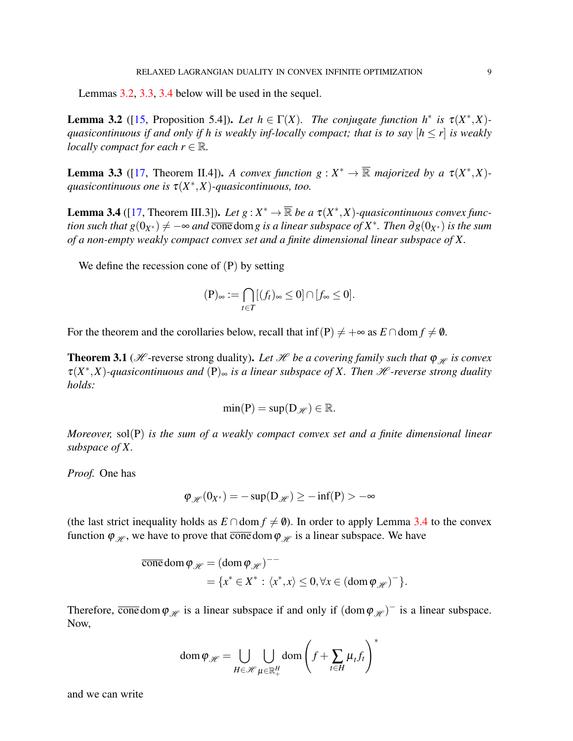Lemmas 3.2, 3.3, 3.4 below will be used in the sequel.

**Lemma 3.2** ([15, Proposition 5.4]). *Let $h \in \Gamma(X)$. The conjugate function $h^*$ is $\tau(X^*,X)$-quasicontinuous if and only if $h$ is weakly inf-locally compact; that is to say $[h \leq r]$ is weakly locally compact for each $r \in \mathbb{R}$.*

**Lemma 3.3** ([17, Theorem II.4]). *A convex function $g : X^* \to \overline{\mathbb{R}}$ majorized by a $\tau(X^*,X)$-quasicontinuous one is $\tau(X^*,X)$-quasicontinuous, too.*

**Lemma 3.4** ([17, Theorem III.3]). *Let $g : X^* \to \overline{\mathbb{R}}$ be a $\tau(X^*,X)$-quasicontinuous convex function such that $g(0_{X^*}) \neq -\infty$ and $\overline{\text{cone}}\,\text{dom}\, g$ is a linear subspace of $X^*$. Then $\partial g(0_{X^*})$ is the sum of a non-empty weakly compact convex set and a finite dimensional linear subspace of $X$.*

We define the recession cone of (P) by setting

$$(\mathrm{P})_\infty := \bigcap_{t \in T} [(f_t)_\infty \leq 0] \cap [f_\infty \leq 0].$$

For the theorem and the corollaries below, recall that $\inf(\mathrm{P}) \neq +\infty$ as $E \cap \text{dom}\, f \neq \emptyset$.

**Theorem 3.1** ($\mathscr{H}$-reverse strong duality). *Let $\mathscr{H}$ be a covering family such that $\varphi_{\mathscr{H}}$ is convex $\tau(X^*,X)$-quasicontinuous and $(\mathrm{P})_\infty$ is a linear subspace of $X$. Then $\mathscr{H}$-reverse strong duality holds:*

$$\min(\mathrm{P}) = \sup(\mathrm{D}_{\mathscr{H}}) \in \mathbb{R}.$$

*Moreover,* $\text{sol}(\mathrm{P})$ *is the sum of a weakly compact convex set and a finite dimensional linear subspace of $X$.*

*Proof.* One has

$$\varphi_{\mathscr{H}}(0_{X^*}) = -\sup(\mathrm{D}_{\mathscr{H}}) \geq -\inf(\mathrm{P}) > -\infty$$

(the last strict inequality holds as $E \cap \text{dom}\, f \neq \emptyset$). In order to apply Lemma 3.4 to the convex function $\varphi_{\mathscr{H}}$, we have to prove that $\overline{\text{cone}}\,\text{dom}\,\varphi_{\mathscr{H}}$ is a linear subspace. We have

$$\begin{aligned}
\overline{\text{cone}}\,\text{dom}\,\varphi_{\mathscr{H}} &= (\text{dom}\,\varphi_{\mathscr{H}})^{--} \\
&= \{x^* \in X^* : \langle x^*, x\rangle \leq 0, \forall x \in (\text{dom}\,\varphi_{\mathscr{H}})^-\}.
\end{aligned}$$

Therefore, $\overline{\text{cone}}\,\text{dom}\,\varphi_{\mathscr{H}}$ is a linear subspace if and only if $(\text{dom}\,\varphi_{\mathscr{H}})^-$ is a linear subspace. Now,

$$\text{dom}\,\varphi_{\mathscr{H}} = \bigcup_{H \in \mathscr{H}} \bigcup_{\mu \in \mathbb{R}^H_+} \text{dom}\left(f + \sum_{t \in H} \mu_t f_t\right)^*$$

and we can write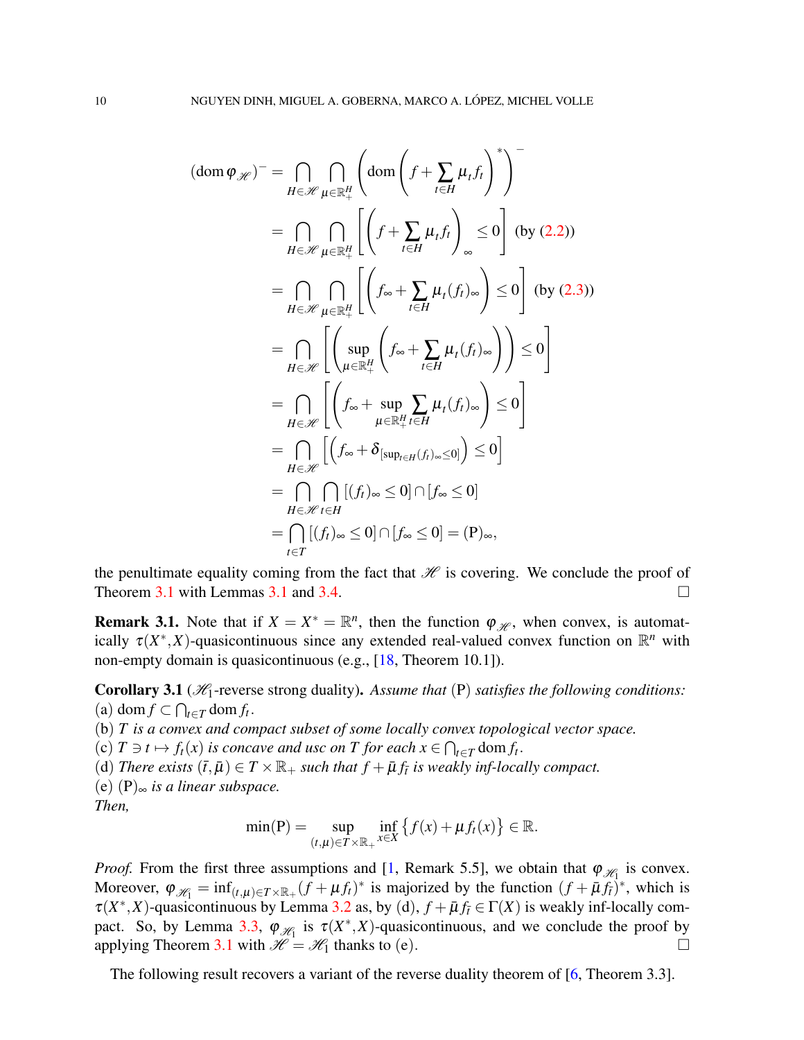$$
\begin{aligned}
(\operatorname{dom}\varphi_{\mathscr{H}})^{-} &= \bigcap_{H\in\mathscr{H}}\bigcap_{\mu\in\mathbb{R}_{+}^{H}}\left(\operatorname{dom}\left(f+\sum_{t\in H}\mu_t f_t\right)^{*}\right)^{-} \\
&= \bigcap_{H\in\mathscr{H}}\bigcap_{\mu\in\mathbb{R}_{+}^{H}}\left[\left(f+\sum_{t\in H}\mu_t f_t\right)_{\infty}\leq 0\right] \text{ (by (2.2))} \\
&= \bigcap_{H\in\mathscr{H}}\bigcap_{\mu\in\mathbb{R}_{+}^{H}}\left[\left(f_{\infty}+\sum_{t\in H}\mu_t (f_t)_{\infty}\right)\leq 0\right] \text{ (by (2.3))} \\
&= \bigcap_{H\in\mathscr{H}}\left[\left(\sup_{\mu\in\mathbb{R}_{+}^{H}}\left(f_{\infty}+\sum_{t\in H}\mu_t (f_t)_{\infty}\right)\right)\leq 0\right] \\
&= \bigcap_{H\in\mathscr{H}}\left[\left(f_{\infty}+\sup_{\mu\in\mathbb{R}_{+}^{H}}\sum_{t\in H}\mu_t (f_t)_{\infty}\right)\leq 0\right] \\
&= \bigcap_{H\in\mathscr{H}}\left[\left(f_{\infty}+\delta_{[\sup_{t\in H}(f_t)_{\infty}\leq 0]}\right)\leq 0\right] \\
&= \bigcap_{H\in\mathscr{H}}\bigcap_{t\in H}[(f_t)_{\infty}\leq 0]\cap[f_{\infty}\leq 0] \\
&= \bigcap_{t\in T}[(f_t)_{\infty}\leq 0]\cap[f_{\infty}\leq 0] = (\mathrm{P})_{\infty},
\end{aligned}
$$

the penultimate equality coming from the fact that $\mathscr{H}$ is covering. We conclude the proof of Theorem 3.1 with Lemmas 3.1 and 3.4. $\square$

**Remark 3.1.** Note that if $X = X^{*} = \mathbb{R}^n$, then the function $\varphi_{\mathscr{H}}$, when convex, is automatically $\tau(X^{*},X)$-quasicontinuous since any extended real-valued convex function on $\mathbb{R}^n$ with non-empty domain is quasicontinuous (e.g., [18, Theorem 10.1]).

**Corollary 3.1** ($\mathscr{H}_1$-reverse strong duality)**.** *Assume that* (P) *satisfies the following conditions:*
(a) $\operatorname{dom} f \subset \bigcap_{t\in T}\operatorname{dom} f_t$.
(b) *$T$ is a convex and compact subset of some locally convex topological vector space.*
(c) *$T \ni t \mapsto f_t(x)$ is concave and usc on $T$ for each $x\in\bigcap_{t\in T}\operatorname{dom} f_t$.*
(d) *There exists $(\bar{t},\bar{\mu})\in T\times\mathbb{R}_{+}$ such that $f+\bar{\mu}f_{\bar{t}}$ is weakly inf-locally compact.*
(e) $(\mathrm{P})_{\infty}$ *is a linear subspace.*
*Then,*

$$
\min(\mathrm{P}) = \sup_{(t,\mu)\in T\times\mathbb{R}_{+}}\inf_{x\in X}\left\{f(x)+\mu f_t(x)\right\}\in\mathbb{R}.
$$

*Proof.* From the first three assumptions and [1, Remark 5.5], we obtain that $\varphi_{\mathscr{H}_1}$ is convex. Moreover, $\varphi_{\mathscr{H}_1} = \inf_{(t,\mu)\in T\times\mathbb{R}_{+}}(f+\mu f_t)^{*}$ is majorized by the function $(f+\bar{\mu}f_{\bar{t}})^{*}$, which is $\tau(X^{*},X)$-quasicontinuous by Lemma 3.2 as, by (d), $f+\bar{\mu}f_{\bar{t}}\in\Gamma(X)$ is weakly inf-locally compact. So, by Lemma 3.3, $\varphi_{\mathscr{H}_1}$ is $\tau(X^{*},X)$-quasicontinuous, and we conclude the proof by applying Theorem 3.1 with $\mathscr{H}=\mathscr{H}_1$ thanks to (e). $\square$

The following result recovers a variant of the reverse duality theorem of [6, Theorem 3.3].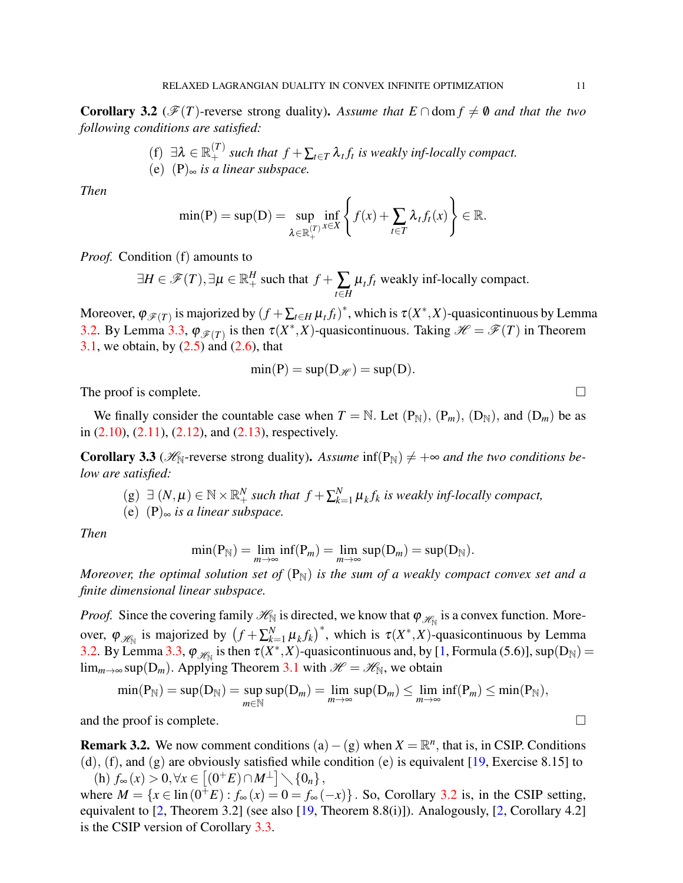**Corollary 3.2** ($\mathscr{F}(T)$-reverse strong duality)**.** *Assume that $E \cap \operatorname{dom} f \neq \emptyset$ and that the two following conditions are satisfied:*

(f) *$\exists \lambda \in \mathbb{R}_+^{(T)}$ such that $f + \sum_{t\in T} \lambda_t f_t$ is weakly inf-locally compact.*
(e) *$(\mathrm{P})_\infty$ is a linear subspace.*

*Then*

$$\min(\mathrm{P}) = \sup(\mathrm{D}) = \sup_{\lambda \in \mathbb{R}_+^{(T)}} \inf_{x\in X} \left\{ f(x) + \sum_{t\in T} \lambda_t f_t(x) \right\} \in \mathbb{R}.$$

*Proof.* Condition (f) amounts to

$$\exists H \in \mathscr{F}(T), \exists \mu \in \mathbb{R}_+^H \text{ such that } f + \sum_{t\in H} \mu_t f_t \text{ weakly inf-locally compact.}$$

Moreover, $\varphi_{\mathscr{F}(T)}$ is majorized by $(f + \sum_{t\in H} \mu_t f_t)^*$, which is $\tau(X^*, X)$-quasicontinuous by Lemma 3.2. By Lemma 3.3, $\varphi_{\mathscr{F}(T)}$ is then $\tau(X^*, X)$-quasicontinuous. Taking $\mathscr{H} = \mathscr{F}(T)$ in Theorem 3.1, we obtain, by (2.5) and (2.6), that

$$\min(\mathrm{P}) = \sup(\mathrm{D}_{\mathscr{H}}) = \sup(\mathrm{D}).$$

The proof is complete. □

We finally consider the countable case when $T = \mathbb{N}$. Let $(\mathrm{P}_\mathbb{N})$, $(\mathrm{P}_m)$, $(\mathrm{D}_\mathbb{N})$, and $(\mathrm{D}_m)$ be as in (2.10), (2.11), (2.12), and (2.13), respectively.

**Corollary 3.3** ($\mathscr{H}_\mathbb{N}$-reverse strong duality)**.** *Assume* $\inf(\mathrm{P}_\mathbb{N}) \neq +\infty$ *and the two conditions below are satisfied:*

(g) *$\exists\, (N, \mu) \in \mathbb{N} \times \mathbb{R}_+^N$ such that $f + \sum_{k=1}^N \mu_k f_k$ is weakly inf-locally compact,*
(e) *$(\mathrm{P})_\infty$ is a linear subspace.*

*Then*

$$\min(\mathrm{P}_\mathbb{N}) = \lim_{m\to\infty} \inf(\mathrm{P}_m) = \lim_{m\to\infty} \sup(\mathrm{D}_m) = \sup(\mathrm{D}_\mathbb{N}).$$

*Moreover, the optimal solution set of $(\mathrm{P}_\mathbb{N})$ is the sum of a weakly compact convex set and a finite dimensional linear subspace.*

*Proof.* Since the covering family $\mathscr{H}_\mathbb{N}$ is directed, we know that $\varphi_{\mathscr{H}_\mathbb{N}}$ is a convex function. Moreover, $\varphi_{\mathscr{H}_\mathbb{N}}$ is majorized by $\left(f + \sum_{k=1}^N \mu_k f_k\right)^*$, which is $\tau(X^*, X)$-quasicontinuous by Lemma 3.2. By Lemma 3.3, $\varphi_{\mathscr{H}_\mathbb{N}}$ is then $\tau(X^*, X)$-quasicontinuous and, by [1, Formula (5.6)], $\sup(\mathrm{D}_\mathbb{N}) = \lim_{m\to\infty} \sup(\mathrm{D}_m)$. Applying Theorem 3.1 with $\mathscr{H} = \mathscr{H}_\mathbb{N}$, we obtain

$$\min(\mathrm{P}_\mathbb{N}) = \sup(\mathrm{D}_\mathbb{N}) = \sup_{m\in\mathbb{N}} \sup(\mathrm{D}_m) = \lim_{m\to\infty} \sup(\mathrm{D}_m) \leq \lim_{m\to\infty} \inf(\mathrm{P}_m) \leq \min(\mathrm{P}_\mathbb{N}),$$

and the proof is complete. □

**Remark 3.2.** We now comment conditions (a) – (g) when $X = \mathbb{R}^n$, that is, in CSIP. Conditions (d), (f), and (g) are obviously satisfied while condition (e) is equivalent [19, Exercise 8.15] to

(h) $f_\infty(x) > 0, \forall x \in \left[(0^+E) \cap M^\perp\right] \setminus \{0_n\}$,

where $M = \{x \in \operatorname{lin}(0^+E) : f_\infty(x) = 0 = f_\infty(-x)\}$. So, Corollary 3.2 is, in the CSIP setting, equivalent to [2, Theorem 3.2] (see also [19, Theorem 8.8(i)]). Analogously, [2, Corollary 4.2] is the CSIP version of Corollary 3.3.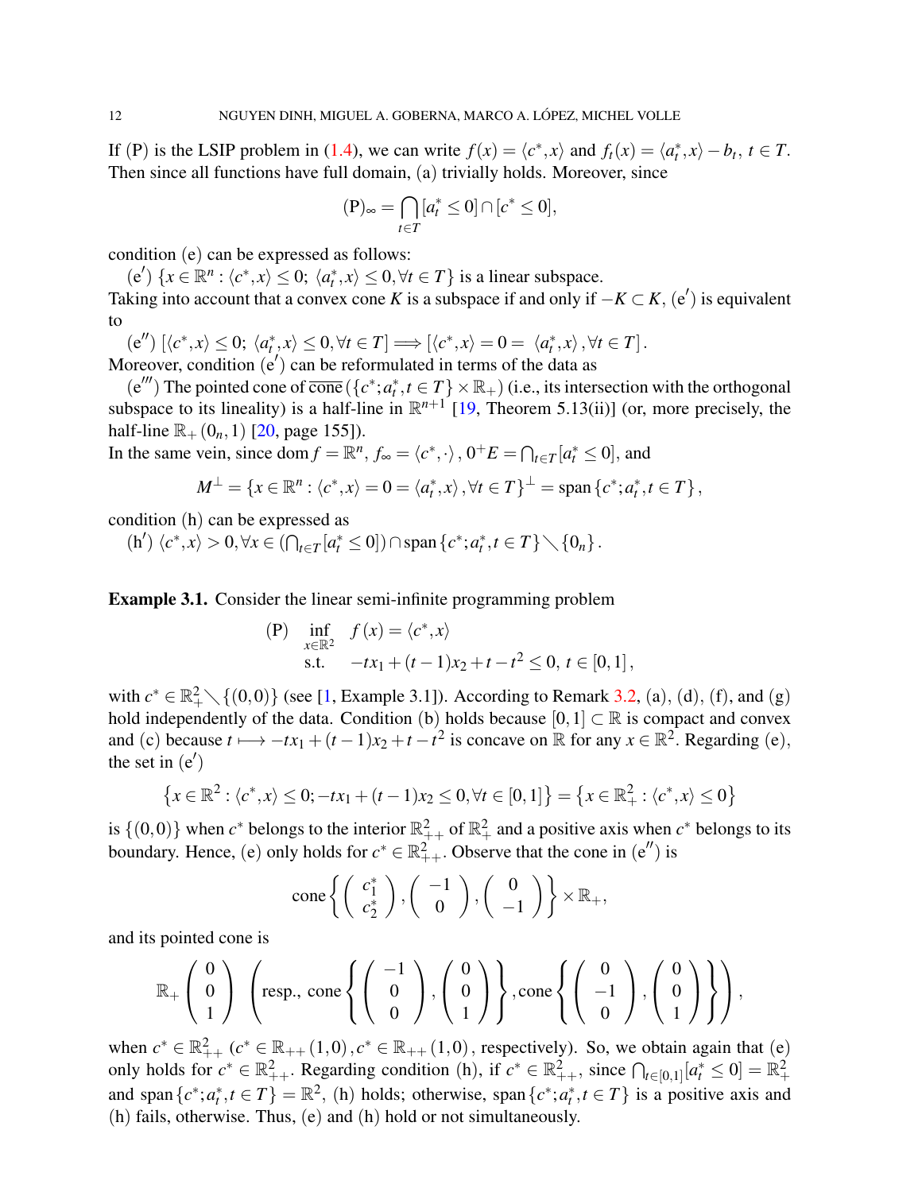If (P) is the LSIP problem in (1.4), we can write $f(x) = \langle c^*, x\rangle$ and $f_t(x) = \langle a_t^*, x\rangle - b_t$, $t \in T$. Then since all functions have full domain, (a) trivially holds. Moreover, since

$$(\mathrm{P})_\infty = \bigcap_{t\in T} [a_t^* \leq 0] \cap [c^* \leq 0],$$

condition (e) can be expressed as follows:

(e$'$) $\{x \in \mathbb{R}^n : \langle c^*, x\rangle \leq 0;\ \langle a_t^*, x\rangle \leq 0, \forall t \in T\}$ is a linear subspace.

Taking into account that a convex cone $K$ is a subspace if and only if $-K \subset K$, (e$'$) is equivalent to

(e$''$) $[\langle c^*, x\rangle \leq 0;\ \langle a_t^*, x\rangle \leq 0, \forall t \in T] \Longrightarrow [\langle c^*, x\rangle = 0 = \langle a_t^*, x\rangle, \forall t \in T]$.

Moreover, condition (e$'$) can be reformulated in terms of the data as

(e$'''$) The pointed cone of $\overline{\mathrm{cone}}\left(\{c^*; a_t^*, t \in T\} \times \mathbb{R}_+\right)$ (i.e., its intersection with the orthogonal subspace to its lineality) is a half-line in $\mathbb{R}^{n+1}$ [19, Theorem 5.13(ii)] (or, more precisely, the half-line $\mathbb{R}_+(0_n, 1)$ [20, page 155]).

In the same vein, since $\mathrm{dom}\, f = \mathbb{R}^n$, $f_\infty = \langle c^*, \cdot\rangle$, $0^+E = \bigcap_{t\in T}[a_t^* \leq 0]$, and

$$M^\perp = \{x \in \mathbb{R}^n : \langle c^*, x\rangle = 0 = \langle a_t^*, x\rangle, \forall t \in T\}^\perp = \mathrm{span}\{c^*; a_t^*, t \in T\},$$

condition (h) can be expressed as

(h$'$) $\langle c^*, x\rangle > 0, \forall x \in \left(\bigcap_{t\in T}[a_t^* \leq 0]\right) \cap \mathrm{span}\{c^*; a_t^*, t \in T\} \setminus \{0_n\}$.

**Example 3.1.** Consider the linear semi-infinite programming problem

$$\begin{array}{lll} (\mathrm{P}) & \inf\limits_{x\in\mathbb{R}^2} & f(x) = \langle c^*, x\rangle \\ & \text{s.t.} & -tx_1 + (t-1)x_2 + t - t^2 \leq 0,\ t \in [0,1], \end{array}$$

with $c^* \in \mathbb{R}_+^2 \setminus \{(0,0)\}$ (see [1, Example 3.1]). According to Remark 3.2, (a), (d), (f), and (g) hold independently of the data. Condition (b) holds because $[0,1] \subset \mathbb{R}$ is compact and convex and (c) because $t \longmapsto -tx_1 + (t-1)x_2 + t - t^2$ is concave on $\mathbb{R}$ for any $x \in \mathbb{R}^2$. Regarding (e), the set in (e$'$)

$$\left\{x \in \mathbb{R}^2 : \langle c^*, x\rangle \leq 0; -tx_1 + (t-1)x_2 \leq 0, \forall t \in [0,1]\right\} = \left\{x \in \mathbb{R}_+^2 : \langle c^*, x\rangle \leq 0\right\}$$

is $\{(0,0)\}$ when $c^*$ belongs to the interior $\mathbb{R}_{++}^2$ of $\mathbb{R}_+^2$ and a positive axis when $c^*$ belongs to its boundary. Hence, (e) only holds for $c^* \in \mathbb{R}_{++}^2$. Observe that the cone in (e$''$) is

$$\mathrm{cone}\left\{\begin{pmatrix} c_1^* \\ c_2^* \end{pmatrix}, \begin{pmatrix} -1 \\ 0 \end{pmatrix}, \begin{pmatrix} 0 \\ -1 \end{pmatrix}\right\} \times \mathbb{R}_+,$$

and its pointed cone is

$$\mathbb{R}_+\begin{pmatrix} 0 \\ 0 \\ 1 \end{pmatrix} \ \left(\text{resp., } \mathrm{cone}\left\{\begin{pmatrix} -1 \\ 0 \\ 0 \end{pmatrix}, \begin{pmatrix} 0 \\ 0 \\ 1 \end{pmatrix}\right\}, \mathrm{cone}\left\{\begin{pmatrix} 0 \\ -1 \\ 0 \end{pmatrix}, \begin{pmatrix} 0 \\ 0 \\ 1 \end{pmatrix}\right\}\right),$$

when $c^* \in \mathbb{R}_{++}^2$ ($c^* \in \mathbb{R}_{++}(1,0), c^* \in \mathbb{R}_{++}(1,0)$, respectively). So, we obtain again that (e) only holds for $c^* \in \mathbb{R}_{++}^2$. Regarding condition (h), if $c^* \in \mathbb{R}_{++}^2$, since $\bigcap_{t\in[0,1]}[a_t^* \leq 0] = \mathbb{R}_+^2$ and $\mathrm{span}\{c^*; a_t^*, t \in T\} = \mathbb{R}^2$, (h) holds; otherwise, $\mathrm{span}\{c^*; a_t^*, t \in T\}$ is a positive axis and (h) fails, otherwise. Thus, (e) and (h) hold or not simultaneously.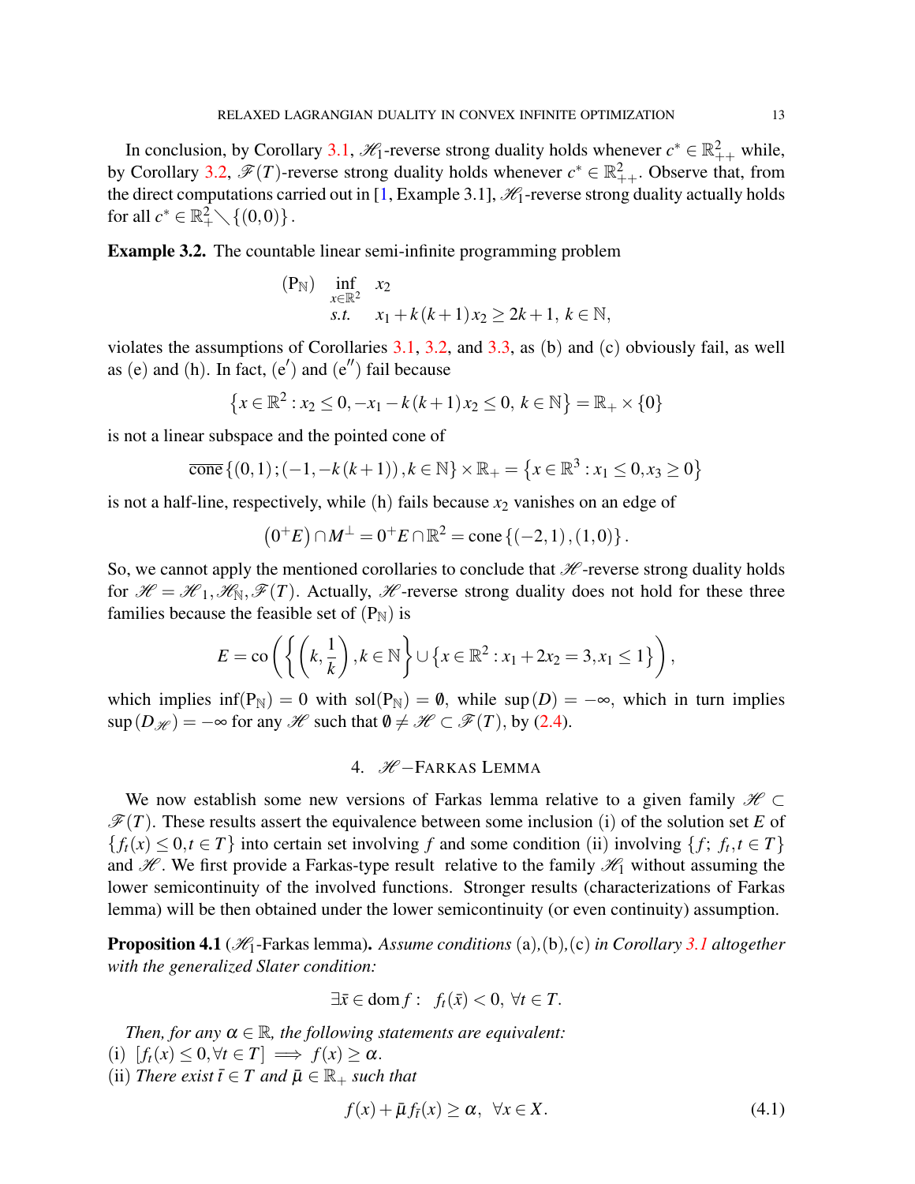In conclusion, by Corollary 3.1, $\mathscr{H}_1$-reverse strong duality holds whenever $c^* \in \mathbb{R}^2_{++}$ while, by Corollary 3.2, $\mathscr{F}(T)$-reverse strong duality holds whenever $c^* \in \mathbb{R}^2_{++}$. Observe that, from the direct computations carried out in [1, Example 3.1], $\mathscr{H}_1$-reverse strong duality actually holds for all $c^* \in \mathbb{R}^2_+ \setminus \{(0,0)\}$.

**Example 3.2.** The countable linear semi-infinite programming problem

$$
\begin{array}{lll}
(\mathrm{P}_{\mathbb{N}}) & \inf\limits_{x\in\mathbb{R}^2} & x_2 \\
& s.t. & x_1 + k(k+1)x_2 \geq 2k+1,\ k \in \mathbb{N},
\end{array}
$$

violates the assumptions of Corollaries 3.1, 3.2, and 3.3, as (b) and (c) obviously fail, as well as (e) and (h). In fact, (e$'$) and (e$''$) fail because

$$\left\{x \in \mathbb{R}^2 : x_2 \leq 0, -x_1 - k(k+1)x_2 \leq 0,\ k \in \mathbb{N}\right\} = \mathbb{R}_+ \times \{0\}$$

is not a linear subspace and the pointed cone of

$$\overline{\operatorname{cone}}\left\{(0,1);(-1,-k(k+1)),k\in\mathbb{N}\right\}\times\mathbb{R}_+ = \left\{x\in\mathbb{R}^3 : x_1 \leq 0, x_3 \geq 0\right\}$$

is not a half-line, respectively, while (h) fails because $x_2$ vanishes on an edge of

$$\left(0^+E\right)\cap M^{\perp} = 0^+E \cap \mathbb{R}^2 = \operatorname{cone}\left\{(-2,1),(1,0)\right\}.$$

So, we cannot apply the mentioned corollaries to conclude that $\mathscr{H}$-reverse strong duality holds for $\mathscr{H} = \mathscr{H}_1, \mathscr{H}_{\mathbb{N}}, \mathscr{F}(T)$. Actually, $\mathscr{H}$-reverse strong duality does not hold for these three families because the feasible set of $(\mathrm{P}_{\mathbb{N}})$ is

$$E = \operatorname{co}\left(\left\{\left(k,\frac{1}{k}\right),k\in\mathbb{N}\right\}\cup\left\{x\in\mathbb{R}^2 : x_1 + 2x_2 = 3, x_1 \leq 1\right\}\right),$$

which implies $\inf(\mathrm{P}_{\mathbb{N}}) = 0$ with $\operatorname{sol}(\mathrm{P}_{\mathbb{N}}) = \emptyset$, while $\sup(D) = -\infty$, which in turn implies $\sup(D_{\mathscr{H}}) = -\infty$ for any $\mathscr{H}$ such that $\emptyset \neq \mathscr{H} \subset \mathscr{F}(T)$, by (2.4).

## 4. $\mathscr{H}-$FARKAS LEMMA

We now establish some new versions of Farkas lemma relative to a given family $\mathscr{H} \subset \mathscr{F}(T)$. These results assert the equivalence between some inclusion (i) of the solution set $E$ of $\{f_t(x) \leq 0, t \in T\}$ into certain set involving $f$ and some condition (ii) involving $\{f;\ f_t, t \in T\}$ and $\mathscr{H}$. We first provide a Farkas-type result relative to the family $\mathscr{H}_1$ without assuming the lower semicontinuity of the involved functions. Stronger results (characterizations of Farkas lemma) will be then obtained under the lower semicontinuity (or even continuity) assumption.

**Proposition 4.1** ($\mathscr{H}_1$-Farkas lemma). *Assume conditions* (a)*,*(b)*,*(c) *in Corollary 3.1 altogether with the generalized Slater condition:*

$$\exists \bar{x} \in \operatorname{dom} f : \quad f_t(\bar{x}) < 0,\ \forall t \in T.$$

*Then, for any $\alpha \in \mathbb{R}$, the following statements are equivalent:*
(i) $[f_t(x) \leq 0, \forall t \in T] \implies f(x) \geq \alpha$.
(ii) *There exist $\bar{t} \in T$ and $\bar{\mu} \in \mathbb{R}_+$ such that*

$$f(x) + \bar{\mu} f_{\bar{t}}(x) \geq \alpha, \quad \forall x \in X. \tag{4.1}$$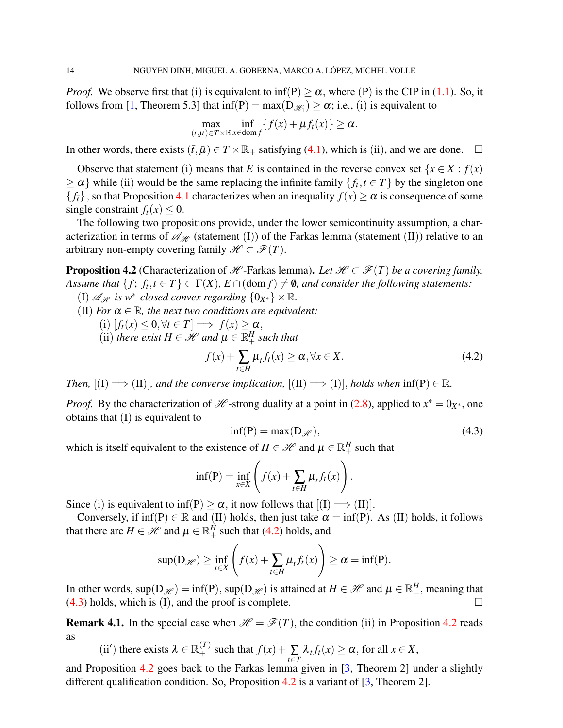*Proof.* We observe first that (i) is equivalent to $\inf(\mathrm{P}) \geq \alpha$, where (P) is the CIP in (1.1). So, it follows from [1, Theorem 5.3] that $\inf(\mathrm{P}) = \max(\mathrm{D}_{\mathscr{H}_1}) \geq \alpha$; i.e., (i) is equivalent to

$$\max_{(t,\mu)\in T\times\mathbb{R}} \inf_{x\in \mathrm{dom}\, f} \{f(x) + \mu f_t(x)\} \geq \alpha.$$

In other words, there exists $(\bar{t}, \bar{\mu}) \in T \times \mathbb{R}_+$ satisfying (4.1), which is (ii), and we are done. $\square$

Observe that statement (i) means that $E$ is contained in the reverse convex set $\{x \in X : f(x) \geq \alpha\}$ while (ii) would be the same replacing the infinite family $\{f_t, t \in T\}$ by the singleton one $\{f_{\bar{t}}\}$, so that Proposition 4.1 characterizes when an inequality $f(x) \geq \alpha$ is consequence of some single constraint $f_t(x) \leq 0$.

The following two propositions provide, under the lower semicontinuity assumption, a characterization in terms of $\mathscr{A}_{\mathscr{H}}$ (statement (I)) of the Farkas lemma (statement (II)) relative to an arbitrary non-empty covering family $\mathscr{H} \subset \mathscr{F}(T)$.

**Proposition 4.2** (Characterization of $\mathscr{H}$-Farkas lemma)**.** *Let $\mathscr{H} \subset \mathscr{F}(T)$ be a covering family. Assume that $\{f;\ f_t, t \in T\} \subset \Gamma(X)$, $E \cap (\mathrm{dom}\, f) \neq \emptyset$, and consider the following statements:*

(I) *$\mathscr{A}_{\mathscr{H}}$ is $w^*$-closed convex regarding $\{0_{X^*}\} \times \mathbb{R}$.*

(II) *For $\alpha \in \mathbb{R}$, the next two conditions are equivalent:*

  (i) $[f_t(x) \leq 0, \forall t \in T] \Longrightarrow f(x) \geq \alpha$,

  (ii) *there exist $H \in \mathscr{H}$ and $\mu \in \mathbb{R}^H_+$ such that*

$$f(x) + \sum_{t\in H} \mu_t f_t(x) \geq \alpha, \forall x \in X. \tag{4.2}$$

*Then,* $[(\mathrm{I}) \Longrightarrow (\mathrm{II})]$*, and the converse implication,* $[(\mathrm{II}) \Longrightarrow (\mathrm{I})]$*, holds when* $\inf(\mathrm{P}) \in \mathbb{R}$.

*Proof.* By the characterization of $\mathscr{H}$-strong duality at a point in (2.8), applied to $x^* = 0_{X^*}$, one obtains that (I) is equivalent to

$$\inf(\mathrm{P}) = \max(\mathrm{D}_{\mathscr{H}}), \tag{4.3}$$

which is itself equivalent to the existence of $H \in \mathscr{H}$ and $\mu \in \mathbb{R}^H_+$ such that

$$\inf(\mathrm{P}) = \inf_{x\in X}\left(f(x) + \sum_{t\in H} \mu_t f_t(x)\right).$$

Since (i) is equivalent to $\inf(\mathrm{P}) \geq \alpha$, it now follows that $[(\mathrm{I}) \Longrightarrow (\mathrm{II})]$.

Conversely, if $\inf(\mathrm{P}) \in \mathbb{R}$ and (II) holds, then just take $\alpha = \inf(\mathrm{P})$. As (II) holds, it follows that there are $H \in \mathscr{H}$ and $\mu \in \mathbb{R}^H_+$ such that (4.2) holds, and

$$\sup(\mathrm{D}_{\mathscr{H}}) \geq \inf_{x\in X}\left(f(x) + \sum_{t\in H} \mu_t f_t(x)\right) \geq \alpha = \inf(\mathrm{P}).$$

In other words, $\sup(\mathrm{D}_{\mathscr{H}}) = \inf(\mathrm{P})$, $\sup(\mathrm{D}_{\mathscr{H}})$ is attained at $H \in \mathscr{H}$ and $\mu \in \mathbb{R}^H_+$, meaning that (4.3) holds, which is (I), and the proof is complete. $\square$

**Remark 4.1.** In the special case when $\mathscr{H} = \mathscr{F}(T)$, the condition (ii) in Proposition 4.2 reads as

  (ii′) there exists $\lambda \in \mathbb{R}^{(T)}_+$ such that $f(x) + \sum_{t\in T} \lambda_t f_t(x) \geq \alpha$, for all $x \in X$,

and Proposition 4.2 goes back to the Farkas lemma given in [3, Theorem 2] under a slightly different qualification condition. So, Proposition 4.2 is a variant of [3, Theorem 2].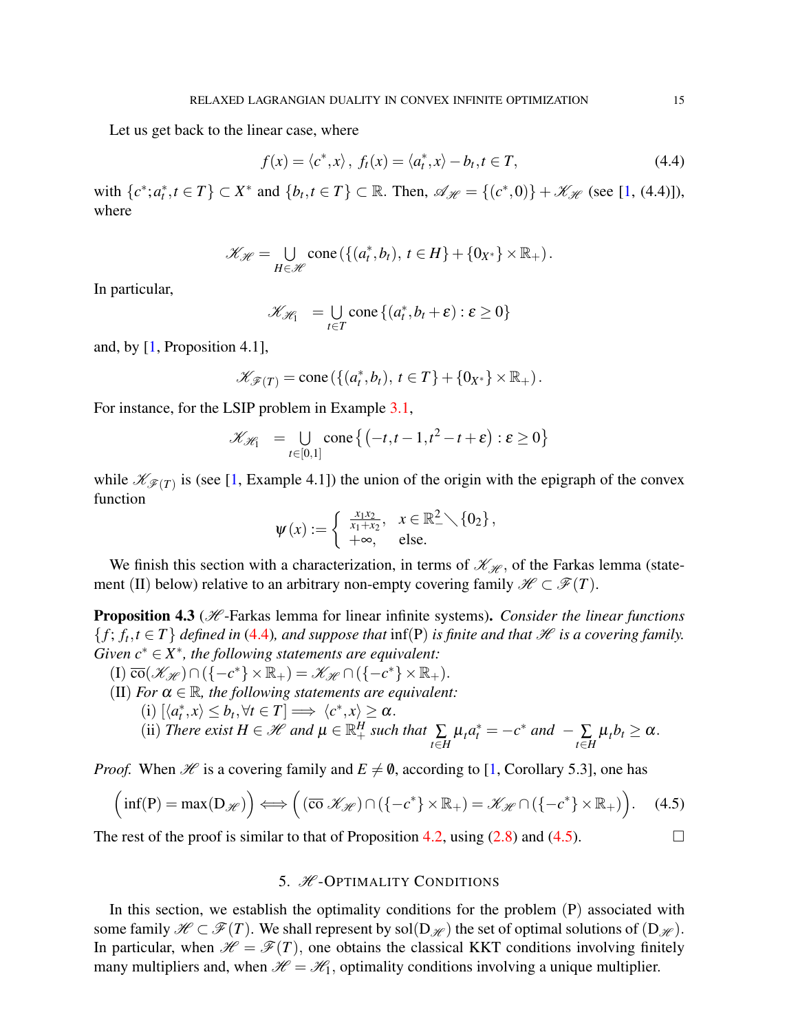Let us get back to the linear case, where

$$f(x) = \langle c^*, x \rangle\,,\ f_t(x) = \langle a_t^*, x \rangle - b_t, t \in T, \tag{4.4}$$

with $\{c^*; a_t^*, t \in T\} \subset X^*$ and $\{b_t, t \in T\} \subset \mathbb{R}$. Then, $\mathscr{A}_{\mathscr{H}} = \{(c^*, 0)\} + \mathscr{K}_{\mathscr{H}}$ (see [1, (4.4)]), where

$$\mathscr{K}_{\mathscr{H}} = \bigcup_{H \in \mathscr{H}} \operatorname{cone}\left(\{(a_t^*, b_t),\ t \in H\} + \{0_{X^*}\} \times \mathbb{R}_+\right).$$

In particular,

$$\mathscr{K}_{\mathscr{H}_1} = \bigcup_{t \in T} \operatorname{cone}\{(a_t^*, b_t + \varepsilon) : \varepsilon \geq 0\}$$

and, by [1, Proposition 4.1],

$$\mathscr{K}_{\mathscr{F}(T)} = \operatorname{cone}\left(\{(a_t^*, b_t),\ t \in T\} + \{0_{X^*}\} \times \mathbb{R}_+\right).$$

For instance, for the LSIP problem in Example 3.1,

$$\mathscr{K}_{\mathscr{H}_1} = \bigcup_{t \in [0,1]} \operatorname{cone}\left\{\left(-t, t-1, t^2 - t + \varepsilon\right) : \varepsilon \geq 0\right\}$$

while $\mathscr{K}_{\mathscr{F}(T)}$ is (see [1, Example 4.1]) the union of the origin with the epigraph of the convex function

$$\psi(x) := \begin{cases} \frac{x_1 x_2}{x_1 + x_2}, & x \in \mathbb{R}_-^2 \diagdown \{0_2\}, \\ +\infty, & \text{else.} \end{cases}$$

We finish this section with a characterization, in terms of $\mathscr{K}_{\mathscr{H}}$, of the Farkas lemma (statement (II) below) relative to an arbitrary non-empty covering family $\mathscr{H} \subset \mathscr{F}(T)$.

**Proposition 4.3** ($\mathscr{H}$-Farkas lemma for linear infinite systems). *Consider the linear functions $\{f; f_t, t \in T\}$ defined in (4.4), and suppose that $\inf(\mathrm{P})$ is finite and that $\mathscr{H}$ is a covering family. Given $c^* \in X^*$, the following statements are equivalent:*

(I) $\overline{\operatorname{co}}(\mathscr{K}_{\mathscr{H}}) \cap (\{-c^*\} \times \mathbb{R}_+) = \mathscr{K}_{\mathscr{H}} \cap (\{-c^*\} \times \mathbb{R}_+)$.

(II) *For $\alpha \in \mathbb{R}$, the following statements are equivalent:*

  (i) $[\langle a_t^*, x \rangle \leq b_t, \forall t \in T] \Longrightarrow \langle c^*, x \rangle \geq \alpha$.

  (ii) *There exist $H \in \mathscr{H}$ and $\mu \in \mathbb{R}_+^H$ such that $\sum_{t \in H} \mu_t a_t^* = -c^*$ and $-\sum_{t \in H} \mu_t b_t \geq \alpha$.*

*Proof.* When $\mathscr{H}$ is a covering family and $E \neq \emptyset$, according to [1, Corollary 5.3], one has

$$\Big(\inf(\mathrm{P}) = \max(\mathrm{D}_{\mathscr{H}})\Big) \Longleftrightarrow \Big((\overline{\operatorname{co}}\ \mathscr{K}_{\mathscr{H}}) \cap (\{-c^*\} \times \mathbb{R}_+) = \mathscr{K}_{\mathscr{H}} \cap (\{-c^*\} \times \mathbb{R}_+)\Big). \tag{4.5}$$

The rest of the proof is similar to that of Proposition 4.2, using (2.8) and (4.5). $\square$

## 5. $\mathscr{H}$-Optimality Conditions

In this section, we establish the optimality conditions for the problem (P) associated with some family $\mathscr{H} \subset \mathscr{F}(T)$. We shall represent by $\operatorname{sol}(\mathrm{D}_{\mathscr{H}})$ the set of optimal solutions of $(\mathrm{D}_{\mathscr{H}})$. In particular, when $\mathscr{H} = \mathscr{F}(T)$, one obtains the classical KKT conditions involving finitely many multipliers and, when $\mathscr{H} = \mathscr{H}_1$, optimality conditions involving a unique multiplier.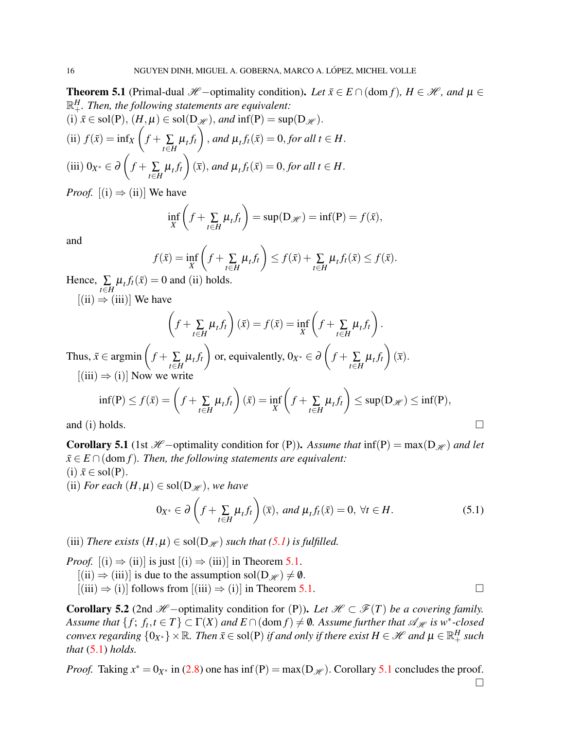**Theorem 5.1** (Primal-dual $\mathscr{H}-$optimality condition)**.** *Let $\bar{x} \in E \cap (\operatorname{dom} f)$, $H \in \mathscr{H}$, and $\mu \in \mathbb{R}_+^H$. Then, the following statements are equivalent:*
(i) $\bar{x} \in \operatorname{sol}(\mathrm{P})$, $(H, \mu) \in \operatorname{sol}(\mathrm{D}_{\mathscr{H}})$, *and* $\inf(\mathrm{P}) = \sup(\mathrm{D}_{\mathscr{H}})$.
(ii) $f(\bar{x}) = \inf_X \left( f + \sum_{t \in H} \mu_t f_t \right)$, *and* $\mu_t f_t(\bar{x}) = 0$, *for all* $t \in H$.
(iii) $0_{X^*} \in \partial \left( f + \sum_{t \in H} \mu_t f_t \right)(\bar{x})$, *and* $\mu_t f_t(\bar{x}) = 0$, *for all* $t \in H$.

*Proof.* [(i) $\Rightarrow$ (ii)] We have

$$\inf_X \left( f + \sum_{t \in H} \mu_t f_t \right) = \sup(\mathrm{D}_{\mathscr{H}}) = \inf(\mathrm{P}) = f(\bar{x}),$$

and

$$f(\bar{x}) = \inf_X \left( f + \sum_{t \in H} \mu_t f_t \right) \leq f(\bar{x}) + \sum_{t \in H} \mu_t f_t(\bar{x}) \leq f(\bar{x}).$$

Hence, $\sum_{t \in H} \mu_t f_t(\bar{x}) = 0$ and (ii) holds.

[(ii) $\Rightarrow$ (iii)] We have

$$\left( f + \sum_{t \in H} \mu_t f_t \right)(\bar{x}) = f(\bar{x}) = \inf_X \left( f + \sum_{t \in H} \mu_t f_t \right).$$

Thus, $\bar{x} \in \operatorname{argmin} \left( f + \sum_{t \in H} \mu_t f_t \right)$ or, equivalently, $0_{X^*} \in \partial \left( f + \sum_{t \in H} \mu_t f_t \right)(\bar{x})$.

[(iii) $\Rightarrow$ (i)] Now we write

$$\inf(\mathrm{P}) \leq f(\bar{x}) = \left( f + \sum_{t \in H} \mu_t f_t \right)(\bar{x}) = \inf_X \left( f + \sum_{t \in H} \mu_t f_t \right) \leq \sup(\mathrm{D}_{\mathscr{H}}) \leq \inf(\mathrm{P}),$$

and (i) holds. □

**Corollary 5.1** (1st $\mathscr{H}-$optimality condition for (P))**.** *Assume that* $\inf(\mathrm{P}) = \max(\mathrm{D}_{\mathscr{H}})$ *and let* $\bar{x} \in E \cap (\operatorname{dom} f)$. *Then, the following statements are equivalent:*
(i) $\bar{x} \in \operatorname{sol}(\mathrm{P})$.
(ii) *For each* $(H, \mu) \in \operatorname{sol}(\mathrm{D}_{\mathscr{H}})$, *we have*

$$0_{X^*} \in \partial \left( f + \sum_{t \in H} \mu_t f_t \right)(\bar{x}), \text{ and } \mu_t f_t(\bar{x}) = 0, \ \forall t \in H. \tag{5.1}$$

(iii) *There exists* $(H, \mu) \in \operatorname{sol}(\mathrm{D}_{\mathscr{H}})$ *such that (5.1) is fulfilled.*

*Proof.* [(i) $\Rightarrow$ (ii)] is just [(i) $\Rightarrow$ (iii)] in Theorem 5.1.
[(ii) $\Rightarrow$ (iii)] is due to the assumption $\operatorname{sol}(\mathrm{D}_{\mathscr{H}}) \neq \emptyset$.
[(iii) $\Rightarrow$ (i)] follows from [(iii) $\Rightarrow$ (i)] in Theorem 5.1. □

**Corollary 5.2** (2nd $\mathscr{H}-$optimality condition for (P))**.** *Let $\mathscr{H} \subset \mathscr{F}(T)$ be a covering family. Assume that $\{f;\ f_t, t \in T\} \subset \Gamma(X)$ and $E \cap (\operatorname{dom} f) \neq \emptyset$. Assume further that $\mathscr{A}_{\mathscr{H}}$ is $w^*$-closed convex regarding $\{0_{X^*}\} \times \mathbb{R}$. Then $\bar{x} \in \operatorname{sol}(\mathrm{P})$ if and only if there exist $H \in \mathscr{H}$ and $\mu \in \mathbb{R}_+^H$ such that* (5.1) *holds.*

*Proof.* Taking $x^* = 0_{X^*}$ in (2.8) one has $\inf(\mathrm{P}) = \max(\mathrm{D}_{\mathscr{H}})$. Corollary 5.1 concludes the proof. □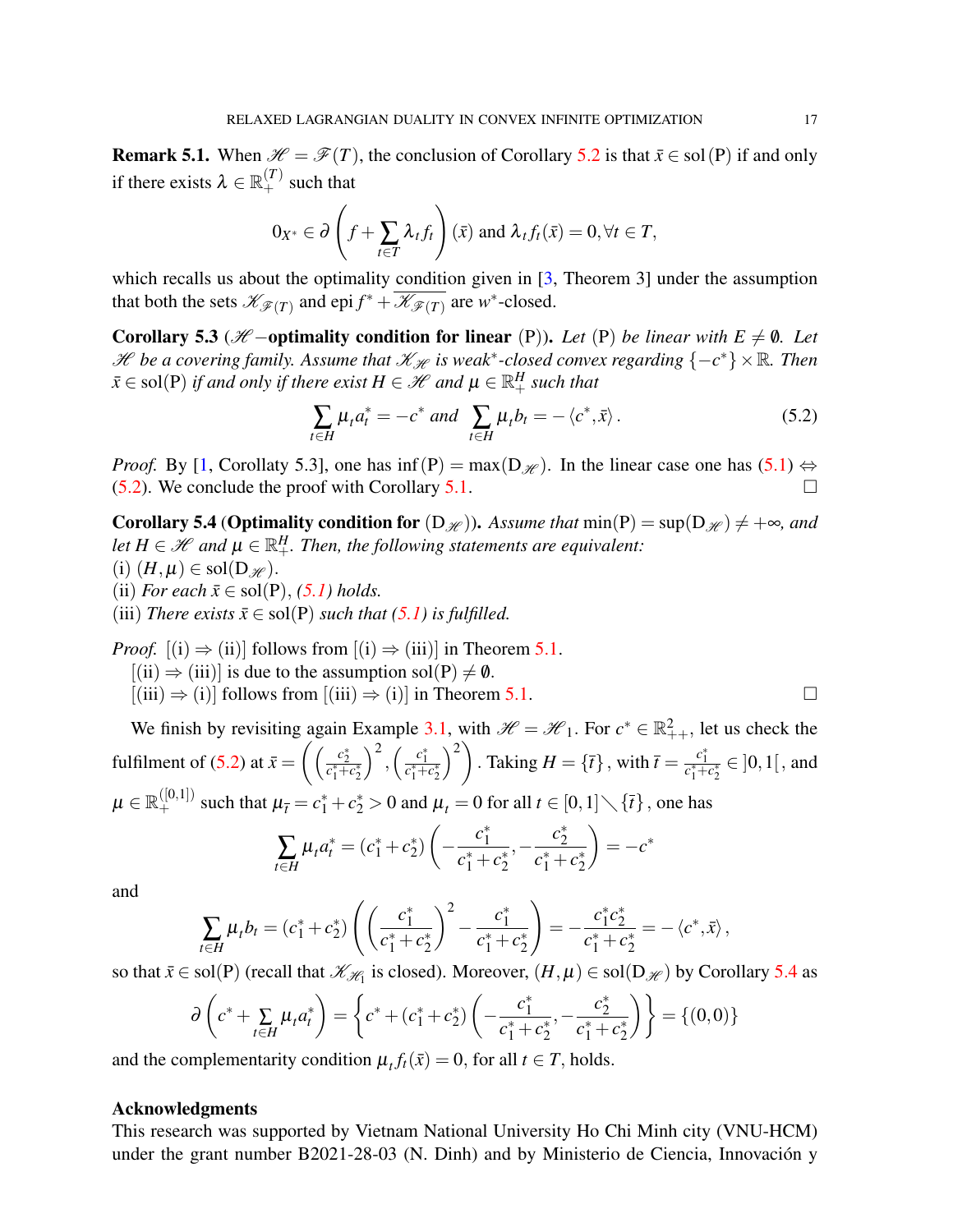**Remark 5.1.** When $\mathscr{H} = \mathscr{F}(T)$, the conclusion of Corollary 5.2 is that $\bar{x} \in \operatorname{sol}(\mathrm{P})$ if and only if there exists $\lambda \in \mathbb{R}_+^{(T)}$ such that

$$0_{X^*} \in \partial \left( f + \sum_{t \in T} \lambda_t f_t \right)(\bar{x}) \text{ and } \lambda_t f_t(\bar{x}) = 0, \forall t \in T,$$

which recalls us about the optimality condition given in [3, Theorem 3] under the assumption that both the sets $\mathscr{K}_{\mathscr{F}(T)}$ and $\operatorname{epi} f^* + \overline{\mathscr{K}_{\mathscr{F}(T)}}$ are $w^*$-closed.

**Corollary 5.3** (**$\mathscr{H}$−optimality condition for linear** (P))**.** *Let* (P) *be linear with $E \neq \emptyset$. Let $\mathscr{H}$ be a covering family. Assume that $\mathscr{K}_{\mathscr{H}}$ is weak*-closed convex regarding $\{-c^*\} \times \mathbb{R}$. Then $\bar{x} \in \operatorname{sol}(\mathrm{P})$ if and only if there exist $H \in \mathscr{H}$ and $\mu \in \mathbb{R}_+^H$ such that*

$$\sum_{t \in H} \mu_t a_t^* = -c^* \text{ and } \sum_{t \in H} \mu_t b_t = -\langle c^*, \bar{x} \rangle. \tag{5.2}$$

*Proof.* By [1, Corollaty 5.3], one has $\inf(\mathrm{P}) = \max(\mathrm{D}_{\mathscr{H}})$. In the linear case one has (5.1) $\Leftrightarrow$ (5.2). We conclude the proof with Corollary 5.1. □

**Corollary 5.4** (**Optimality condition for** $(\mathrm{D}_{\mathscr{H}})$)**.** *Assume that $\min(\mathrm{P}) = \sup(\mathrm{D}_{\mathscr{H}}) \neq +\infty$, and let $H \in \mathscr{H}$ and $\mu \in \mathbb{R}_+^H$. Then, the following statements are equivalent:*
(i) *$(H, \mu) \in \operatorname{sol}(\mathrm{D}_{\mathscr{H}})$.*
(ii) *For each $\bar{x} \in \operatorname{sol}(\mathrm{P})$, (5.1) holds.*
(iii) *There exists $\bar{x} \in \operatorname{sol}(\mathrm{P})$ such that (5.1) is fulfilled.*

*Proof.* [(i) $\Rightarrow$ (ii)] follows from [(i) $\Rightarrow$ (iii)] in Theorem 5.1.
[(ii) $\Rightarrow$ (iii)] is due to the assumption $\operatorname{sol}(\mathrm{P}) \neq \emptyset$.
[(iii) $\Rightarrow$ (i)] follows from [(iii) $\Rightarrow$ (i)] in Theorem 5.1. □

We finish by revisiting again Example 3.1, with $\mathscr{H} = \mathscr{H}_1$. For $c^* \in \mathbb{R}_{++}^2$, let us check the fulfilment of (5.2) at $\bar{x} = \left( \left( \frac{c_2^*}{c_1^* + c_2^*} \right)^2, \left( \frac{c_1^*}{c_1^* + c_2^*} \right)^2 \right)$. Taking $H = \{\bar{t}\}$, with $\bar{t} = \frac{c_1^*}{c_1^* + c_2^*} \in ]0,1[$, and $\mu \in \mathbb{R}_+^{([0,1])}$ such that $\mu_{\bar{t}} = c_1^* + c_2^* > 0$ and $\mu_t = 0$ for all $t \in [0,1] \setminus \{\bar{t}\}$, one has

$$\sum_{t \in H} \mu_t a_t^* = (c_1^* + c_2^*) \left( -\frac{c_1^*}{c_1^* + c_2^*}, -\frac{c_2^*}{c_1^* + c_2^*} \right) = -c^*$$

and

$$\sum_{t \in H} \mu_t b_t = (c_1^* + c_2^*) \left( \left( \frac{c_1^*}{c_1^* + c_2^*} \right)^2 - \frac{c_1^*}{c_1^* + c_2^*} \right) = -\frac{c_1^* c_2^*}{c_1^* + c_2^*} = -\langle c^*, \bar{x} \rangle,$$

so that $\bar{x} \in \operatorname{sol}(\mathrm{P})$ (recall that $\mathscr{K}_{\mathscr{H}_1}$ is closed). Moreover, $(H, \mu) \in \operatorname{sol}(\mathrm{D}_{\mathscr{H}})$ by Corollary 5.4 as

$$\partial \left( c^* + \sum_{t \in H} \mu_t a_t^* \right) = \left\{ c^* + (c_1^* + c_2^*) \left( -\frac{c_1^*}{c_1^* + c_2^*}, -\frac{c_2^*}{c_1^* + c_2^*} \right) \right\} = \{(0,0)\}$$

and the complementary condition $\mu_t f_t(\bar{x}) = 0$, for all $t \in T$, holds.

## Acknowledgments

This research was supported by Vietnam National University Ho Chi Minh city (VNU-HCM) under the grant number B2021-28-03 (N. Dinh) and by Ministerio de Ciencia, Innovación y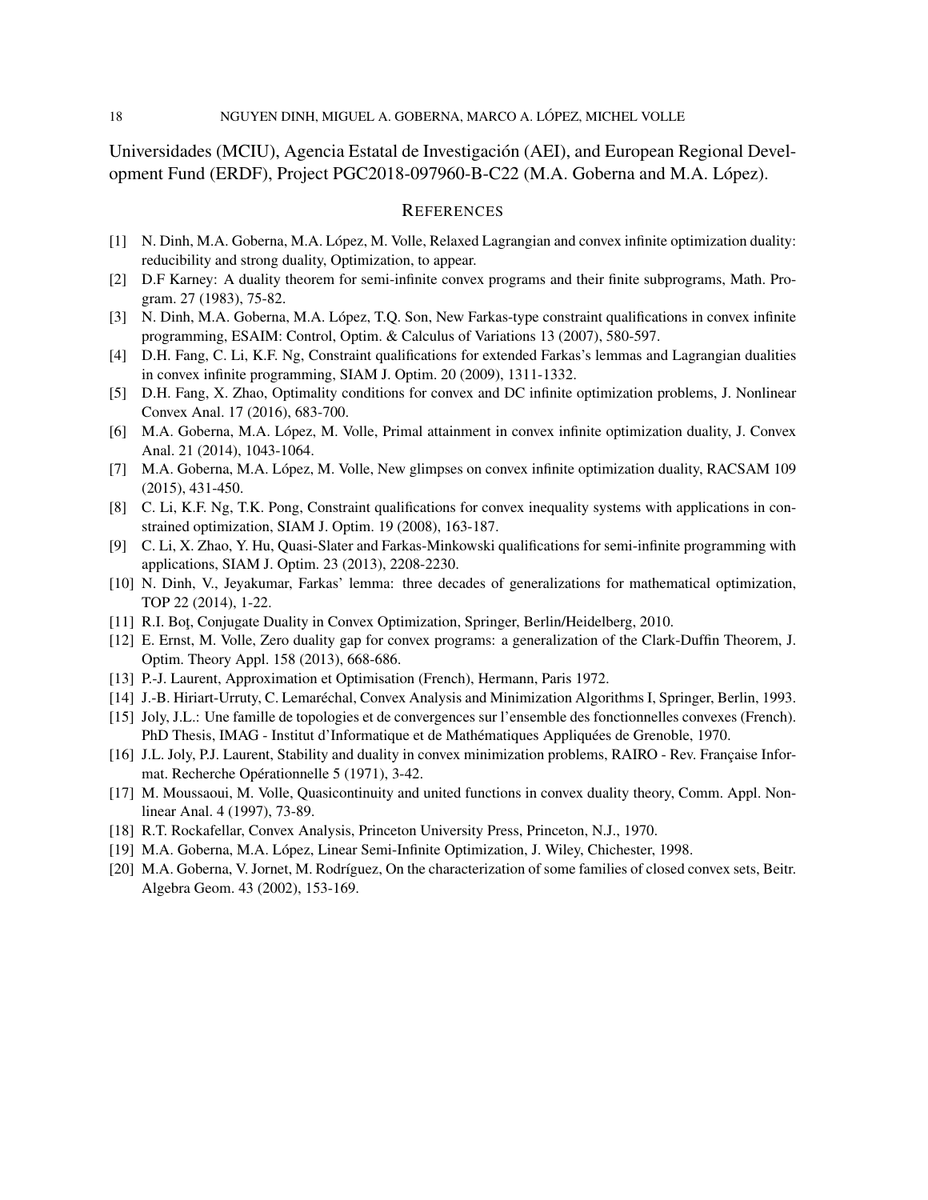Universidades (MCIU), Agencia Estatal de Investigación (AEI), and European Regional Development Fund (ERDF), Project PGC2018-097960-B-C22 (M.A. Goberna and M.A. López).

## REFERENCES

[1] N. Dinh, M.A. Goberna, M.A. López, M. Volle, Relaxed Lagrangian and convex infinite optimization duality: reducibility and strong duality, Optimization, to appear.

[2] D.F Karney: A duality theorem for semi-infinite convex programs and their finite subprograms, Math. Program. 27 (1983), 75-82.

[3] N. Dinh, M.A. Goberna, M.A. López, T.Q. Son, New Farkas-type constraint qualifications in convex infinite programming, ESAIM: Control, Optim. & Calculus of Variations 13 (2007), 580-597.

[4] D.H. Fang, C. Li, K.F. Ng, Constraint qualifications for extended Farkas's lemmas and Lagrangian dualities in convex infinite programming, SIAM J. Optim. 20 (2009), 1311-1332.

[5] D.H. Fang, X. Zhao, Optimality conditions for convex and DC infinite optimization problems, J. Nonlinear Convex Anal. 17 (2016), 683-700.

[6] M.A. Goberna, M.A. López, M. Volle, Primal attainment in convex infinite optimization duality, J. Convex Anal. 21 (2014), 1043-1064.

[7] M.A. Goberna, M.A. López, M. Volle, New glimpses on convex infinite optimization duality, RACSAM 109 (2015), 431-450.

[8] C. Li, K.F. Ng, T.K. Pong, Constraint qualifications for convex inequality systems with applications in constrained optimization, SIAM J. Optim. 19 (2008), 163-187.

[9] C. Li, X. Zhao, Y. Hu, Quasi-Slater and Farkas-Minkowski qualifications for semi-infinite programming with applications, SIAM J. Optim. 23 (2013), 2208-2230.

[10] N. Dinh, V., Jeyakumar, Farkas' lemma: three decades of generalizations for mathematical optimization, TOP 22 (2014), 1-22.

[11] R.I. Boţ, Conjugate Duality in Convex Optimization, Springer, Berlin/Heidelberg, 2010.

[12] E. Ernst, M. Volle, Zero duality gap for convex programs: a generalization of the Clark-Duffin Theorem, J. Optim. Theory Appl. 158 (2013), 668-686.

[13] P.-J. Laurent, Approximation et Optimisation (French), Hermann, Paris 1972.

[14] J.-B. Hiriart-Urruty, C. Lemaréchal, Convex Analysis and Minimization Algorithms I, Springer, Berlin, 1993.

[15] Joly, J.L.: Une famille de topologies et de convergences sur l'ensemble des fonctionnelles convexes (French). PhD Thesis, IMAG - Institut d'Informatique et de Mathématiques Appliquées de Grenoble, 1970.

[16] J.L. Joly, P.J. Laurent, Stability and duality in convex minimization problems, RAIRO - Rev. Française Informat. Recherche Opérationnelle 5 (1971), 3-42.

[17] M. Moussaoui, M. Volle, Quasicontinuity and united functions in convex duality theory, Comm. Appl. Nonlinear Anal. 4 (1997), 73-89.

[18] R.T. Rockafellar, Convex Analysis, Princeton University Press, Princeton, N.J., 1970.

[19] M.A. Goberna, M.A. López, Linear Semi-Infinite Optimization, J. Wiley, Chichester, 1998.

[20] M.A. Goberna, V. Jornet, M. Rodríguez, On the characterization of some families of closed convex sets, Beitr. Algebra Geom. 43 (2002), 153-169.